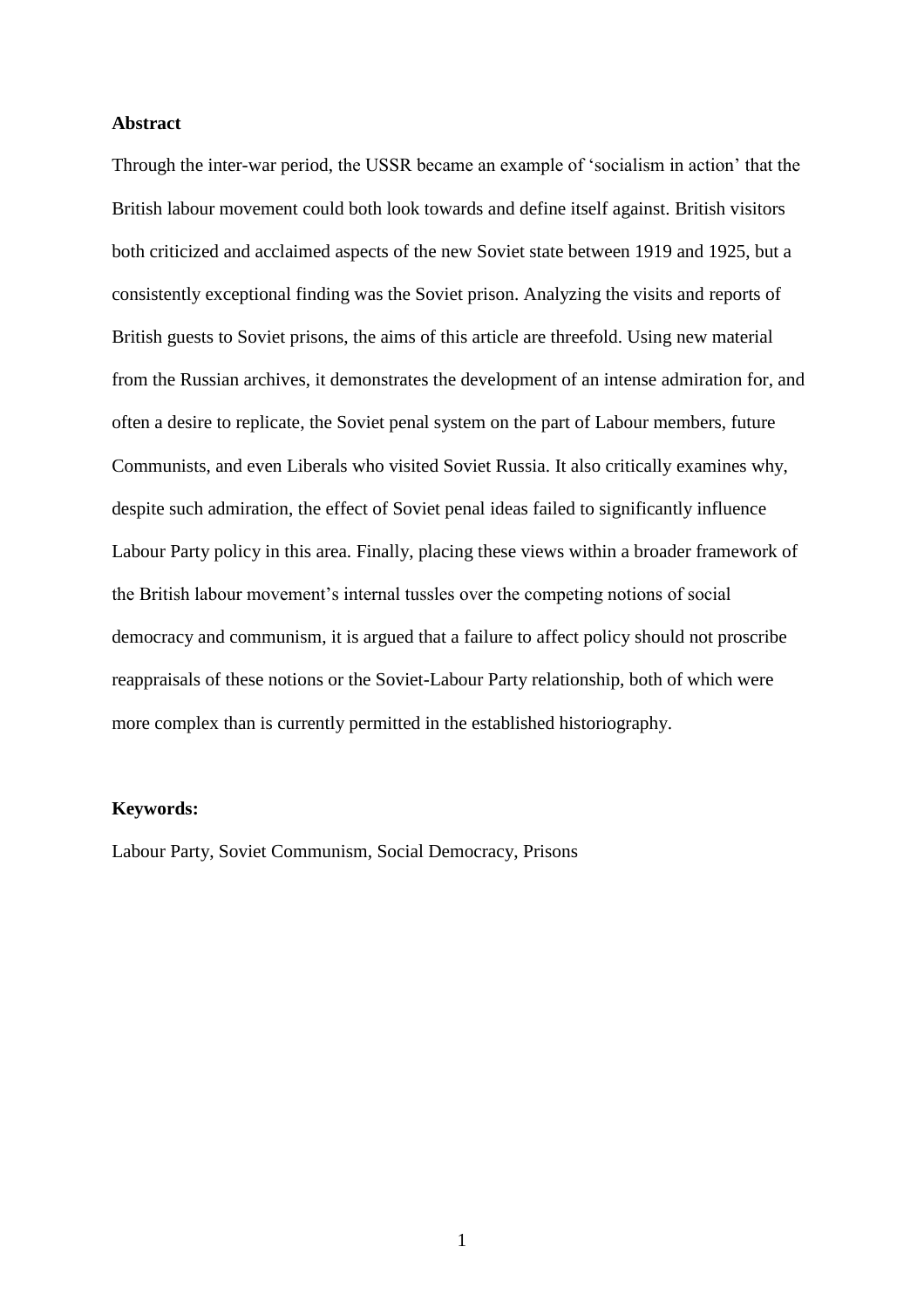**Abstract**

Through the inter-war period, the USSR became an example of 'socialism in action' that the British labour movement could both look towards and define itself against. British visitors both criticized and acclaimed aspects of the new Soviet state between 1919 and 1925, but a consistently exceptional finding was the Soviet prison. Analyzing the visits and reports of British guests to Soviet prisons, the aims of this article are threefold. Using new material from the Russian archives, it demonstrates the development of an intense admiration for, and often a desire to replicate, the Soviet penal system on the part of Labour members, future Communists, and even Liberals who visited Soviet Russia. It also critically examines why, despite such admiration, the effect of Soviet penal ideas failed to significantly influence Labour Party policy in this area. Finally, placing these views within a broader framework of the British labour movement's internal tussles over the competing notions of social democracy and communism, it is argued that a failure to affect policy should not proscribe reappraisals of these notions or the Soviet-Labour Party relationship, both of which were more complex than is currently permitted in the established historiography.

**Keywords:**

Labour Party, Soviet Communism, Social Democracy, Prisons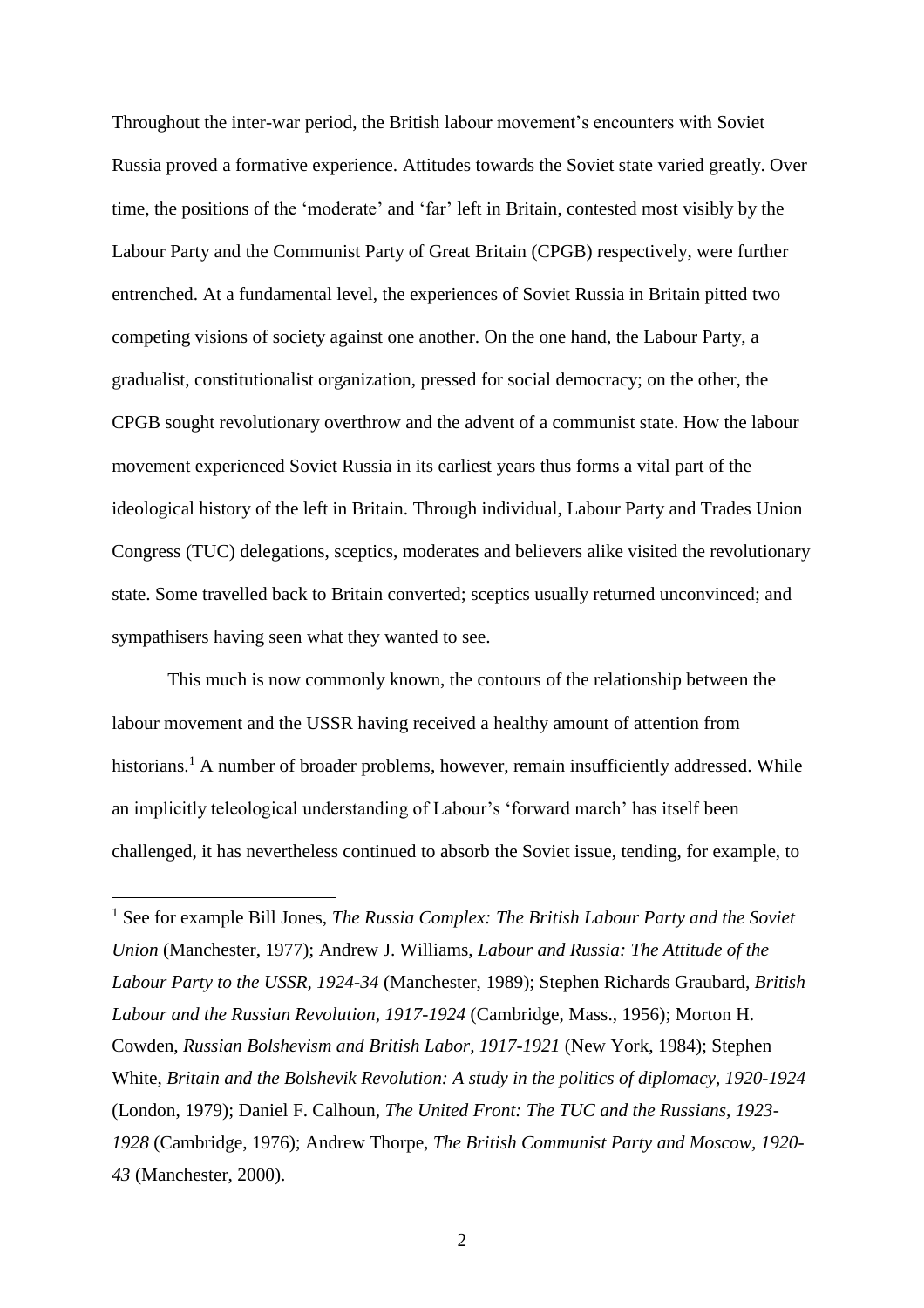Throughout the inter-war period, the British labour movement's encounters with Soviet Russia proved a formative experience. Attitudes towards the Soviet state varied greatly. Over time, the positions of the 'moderate' and 'far' left in Britain, contested most visibly by the Labour Party and the Communist Party of Great Britain (CPGB) respectively, were further entrenched. At a fundamental level, the experiences of Soviet Russia in Britain pitted two competing visions of society against one another. On the one hand, the Labour Party, a gradualist, constitutionalist organization, pressed for social democracy; on the other, the CPGB sought revolutionary overthrow and the advent of a communist state. How the labour movement experienced Soviet Russia in its earliest years thus forms a vital part of the ideological history of the left in Britain. Through individual, Labour Party and Trades Union Congress (TUC) delegations, sceptics, moderates and believers alike visited the revolutionary state. Some travelled back to Britain converted; sceptics usually returned unconvinced; and sympathisers having seen what they wanted to see.

This much is now commonly known, the contours of the relationship between the labour movement and the USSR having received a healthy amount of attention from historians.[1] A number of broader problems, however, remain insufficiently addressed. While an implicitly teleological understanding of Labour's 'forward march' has itself been challenged, it has nevertheless continued to absorb the Soviet issue, tending, for example, to

---

[1] See for example Bill Jones, *The Russia Complex: The British Labour Party and the Soviet Union* (Manchester, 1977); Andrew J. Williams, *Labour and Russia: The Attitude of the Labour Party to the USSR, 1924-34* (Manchester, 1989); Stephen Richards Graubard, *British Labour and the Russian Revolution, 1917-1924* (Cambridge, Mass., 1956); Morton H. Cowden, *Russian Bolshevism and British Labor, 1917-1921* (New York, 1984); Stephen White, *Britain and the Bolshevik Revolution: A study in the politics of diplomacy, 1920-1924* (London, 1979); Daniel F. Calhoun, *The United Front: The TUC and the Russians, 1923-1928* (Cambridge, 1976); Andrew Thorpe, *The British Communist Party and Moscow, 1920-43* (Manchester, 2000).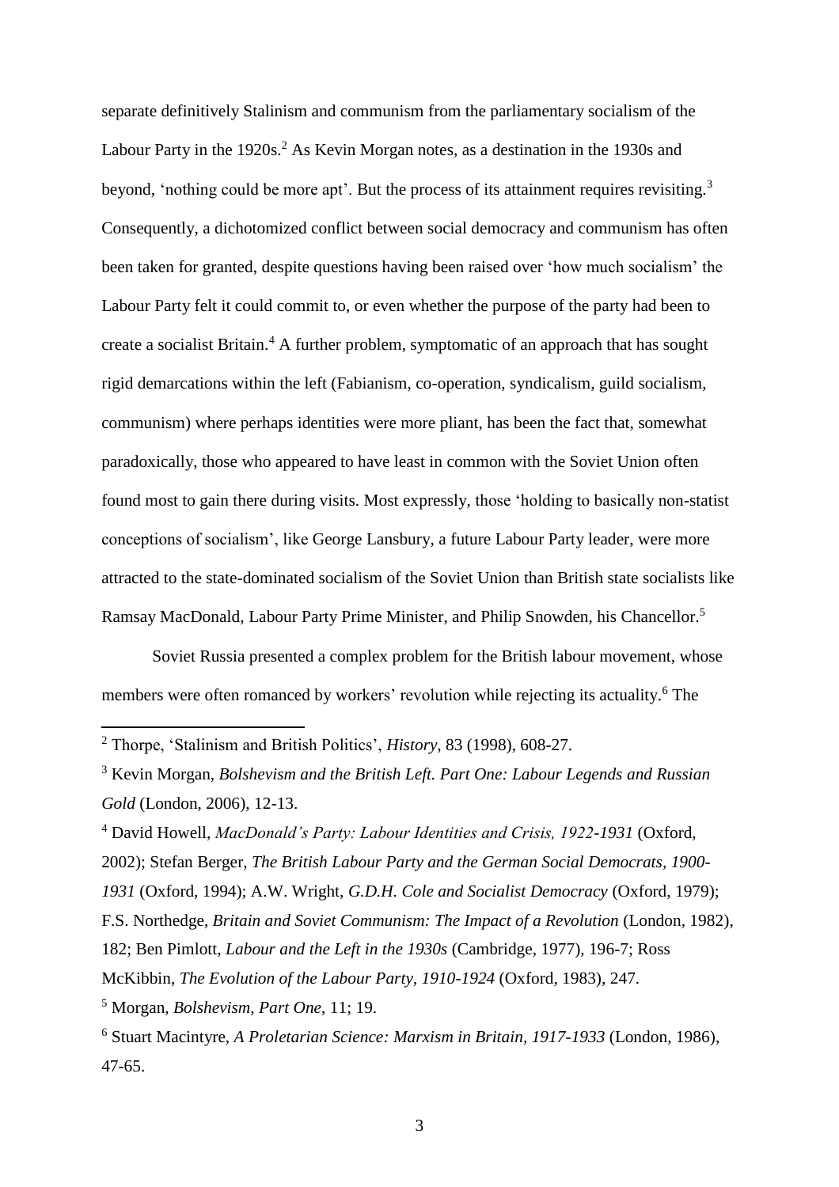separate definitively Stalinism and communism from the parliamentary socialism of the Labour Party in the 1920s.[2] As Kevin Morgan notes, as a destination in the 1930s and beyond, 'nothing could be more apt'. But the process of its attainment requires revisiting.[3] Consequently, a dichotomized conflict between social democracy and communism has often been taken for granted, despite questions having been raised over 'how much socialism' the Labour Party felt it could commit to, or even whether the purpose of the party had been to create a socialist Britain.[4] A further problem, symptomatic of an approach that has sought rigid demarcations within the left (Fabianism, co-operation, syndicalism, guild socialism, communism) where perhaps identities were more pliant, has been the fact that, somewhat paradoxically, those who appeared to have least in common with the Soviet Union often found most to gain there during visits. Most expressly, those 'holding to basically non-statist conceptions of socialism', like George Lansbury, a future Labour Party leader, were more attracted to the state-dominated socialism of the Soviet Union than British state socialists like Ramsay MacDonald, Labour Party Prime Minister, and Philip Snowden, his Chancellor.[5]

Soviet Russia presented a complex problem for the British labour movement, whose members were often romanced by workers' revolution while rejecting its actuality.[6] The

---

[2] Thorpe, 'Stalinism and British Politics', *History*, 83 (1998), 608-27.

[3] Kevin Morgan, *Bolshevism and the British Left. Part One: Labour Legends and Russian Gold* (London, 2006), 12-13.

[4] David Howell, *MacDonald's Party: Labour Identities and Crisis, 1922-1931* (Oxford, 2002); Stefan Berger, *The British Labour Party and the German Social Democrats, 1900-1931* (Oxford, 1994); A.W. Wright, *G.D.H. Cole and Socialist Democracy* (Oxford, 1979); F.S. Northedge, *Britain and Soviet Communism: The Impact of a Revolution* (London, 1982), 182; Ben Pimlott, *Labour and the Left in the 1930s* (Cambridge, 1977), 196-7; Ross McKibbin, *The Evolution of the Labour Party, 1910-1924* (Oxford, 1983), 247.

[5] Morgan, *Bolshevism, Part One*, 11; 19.

[6] Stuart Macintyre, *A Proletarian Science: Marxism in Britain, 1917-1933* (London, 1986), 47-65.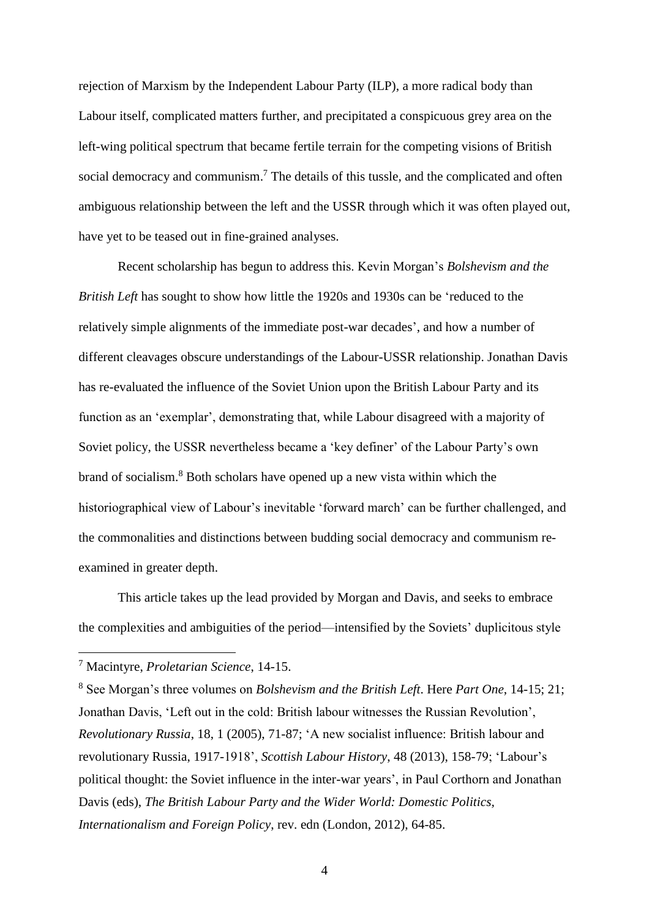rejection of Marxism by the Independent Labour Party (ILP), a more radical body than Labour itself, complicated matters further, and precipitated a conspicuous grey area on the left-wing political spectrum that became fertile terrain for the competing visions of British social democracy and communism.[7] The details of this tussle, and the complicated and often ambiguous relationship between the left and the USSR through which it was often played out, have yet to be teased out in fine-grained analyses.

Recent scholarship has begun to address this. Kevin Morgan's *Bolshevism and the British Left* has sought to show how little the 1920s and 1930s can be 'reduced to the relatively simple alignments of the immediate post-war decades', and how a number of different cleavages obscure understandings of the Labour-USSR relationship. Jonathan Davis has re-evaluated the influence of the Soviet Union upon the British Labour Party and its function as an 'exemplar', demonstrating that, while Labour disagreed with a majority of Soviet policy, the USSR nevertheless became a 'key definer' of the Labour Party's own brand of socialism.[8] Both scholars have opened up a new vista within which the historiographical view of Labour's inevitable 'forward march' can be further challenged, and the commonalities and distinctions between budding social democracy and communism re-examined in greater depth.

This article takes up the lead provided by Morgan and Davis, and seeks to embrace the complexities and ambiguities of the period—intensified by the Soviets' duplicitous style

---

[7] Macintyre, *Proletarian Science*, 14-15.

[8] See Morgan's three volumes on *Bolshevism and the British Left*. Here *Part One*, 14-15; 21; Jonathan Davis, 'Left out in the cold: British labour witnesses the Russian Revolution', *Revolutionary Russia*, 18, 1 (2005), 71-87; 'A new socialist influence: British labour and revolutionary Russia, 1917-1918', *Scottish Labour History*, 48 (2013), 158-79; 'Labour's political thought: the Soviet influence in the inter-war years', in Paul Corthorn and Jonathan Davis (eds), *The British Labour Party and the Wider World: Domestic Politics, Internationalism and Foreign Policy*, rev. edn (London, 2012), 64-85.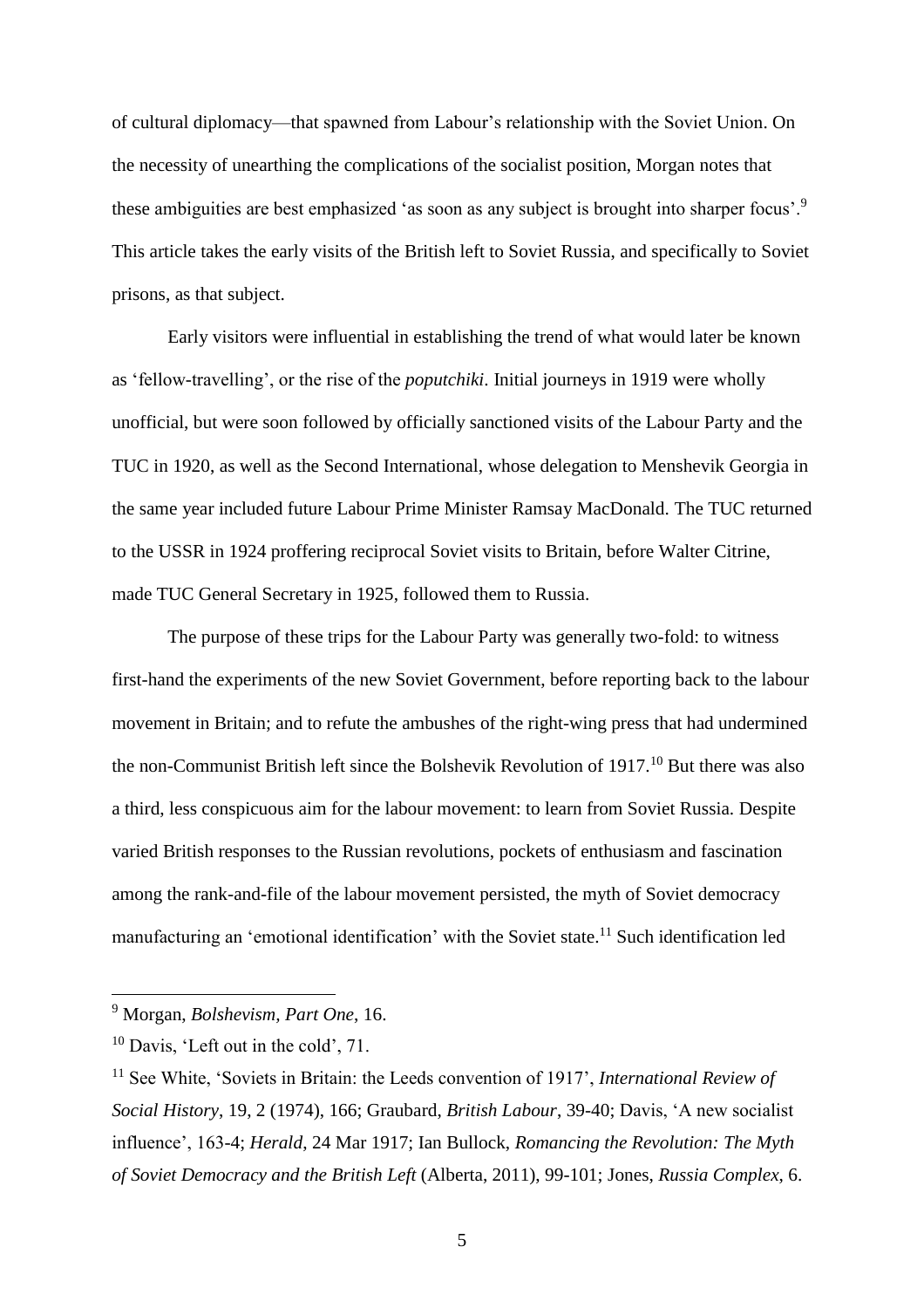of cultural diplomacy—that spawned from Labour's relationship with the Soviet Union. On the necessity of unearthing the complications of the socialist position, Morgan notes that these ambiguities are best emphasized 'as soon as any subject is brought into sharper focus'.[9] This article takes the early visits of the British left to Soviet Russia, and specifically to Soviet prisons, as that subject.

Early visitors were influential in establishing the trend of what would later be known as 'fellow-travelling', or the rise of the *poputchiki*. Initial journeys in 1919 were wholly unofficial, but were soon followed by officially sanctioned visits of the Labour Party and the TUC in 1920, as well as the Second International, whose delegation to Menshevik Georgia in the same year included future Labour Prime Minister Ramsay MacDonald. The TUC returned to the USSR in 1924 proffering reciprocal Soviet visits to Britain, before Walter Citrine, made TUC General Secretary in 1925, followed them to Russia.

The purpose of these trips for the Labour Party was generally two-fold: to witness first-hand the experiments of the new Soviet Government, before reporting back to the labour movement in Britain; and to refute the ambushes of the right-wing press that had undermined the non-Communist British left since the Bolshevik Revolution of 1917.[10] But there was also a third, less conspicuous aim for the labour movement: to learn from Soviet Russia. Despite varied British responses to the Russian revolutions, pockets of enthusiasm and fascination among the rank-and-file of the labour movement persisted, the myth of Soviet democracy manufacturing an 'emotional identification' with the Soviet state.[11] Such identification led

---

[9] Morgan, *Bolshevism, Part One*, 16.

[10] Davis, 'Left out in the cold', 71.

[11] See White, 'Soviets in Britain: the Leeds convention of 1917', *International Review of Social History*, 19, 2 (1974), 166; Graubard, *British Labour*, 39-40; Davis, 'A new socialist influence', 163-4; *Herald*, 24 Mar 1917; Ian Bullock, *Romancing the Revolution: The Myth of Soviet Democracy and the British Left* (Alberta, 2011), 99-101; Jones, *Russia Complex*, 6.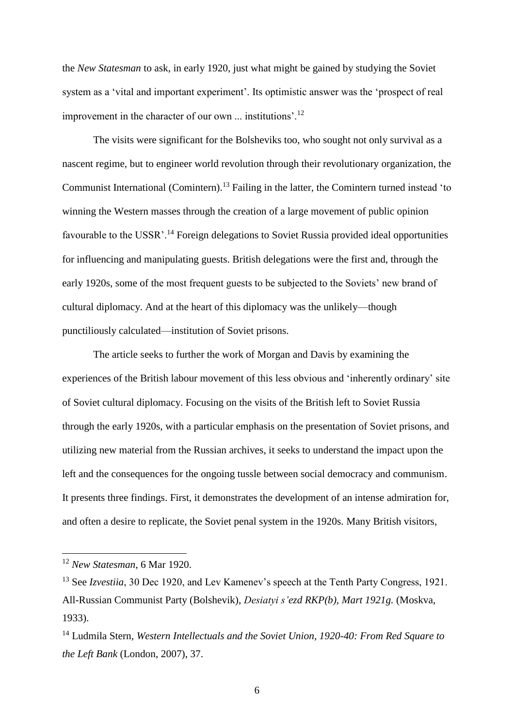the *New Statesman* to ask, in early 1920, just what might be gained by studying the Soviet system as a 'vital and important experiment'. Its optimistic answer was the 'prospect of real improvement in the character of our own ... institutions'.[12]

The visits were significant for the Bolsheviks too, who sought not only survival as a nascent regime, but to engineer world revolution through their revolutionary organization, the Communist International (Comintern).[13] Failing in the latter, the Comintern turned instead 'to winning the Western masses through the creation of a large movement of public opinion favourable to the USSR'.[14] Foreign delegations to Soviet Russia provided ideal opportunities for influencing and manipulating guests. British delegations were the first and, through the early 1920s, some of the most frequent guests to be subjected to the Soviets' new brand of cultural diplomacy. And at the heart of this diplomacy was the unlikely—though punctiliously calculated—institution of Soviet prisons.

The article seeks to further the work of Morgan and Davis by examining the experiences of the British labour movement of this less obvious and 'inherently ordinary' site of Soviet cultural diplomacy. Focusing on the visits of the British left to Soviet Russia through the early 1920s, with a particular emphasis on the presentation of Soviet prisons, and utilizing new material from the Russian archives, it seeks to understand the impact upon the left and the consequences for the ongoing tussle between social democracy and communism. It presents three findings. First, it demonstrates the development of an intense admiration for, and often a desire to replicate, the Soviet penal system in the 1920s. Many British visitors,

---

[12] *New Statesman*, 6 Mar 1920.

[13] See *Izvestiia*, 30 Dec 1920, and Lev Kamenev's speech at the Tenth Party Congress, 1921. All-Russian Communist Party (Bolshevik), *Desiatyi s'ezd RKP(b), Mart 1921g.* (Moskva, 1933).

[14] Ludmila Stern, *Western Intellectuals and the Soviet Union, 1920-40: From Red Square to the Left Bank* (London, 2007), 37.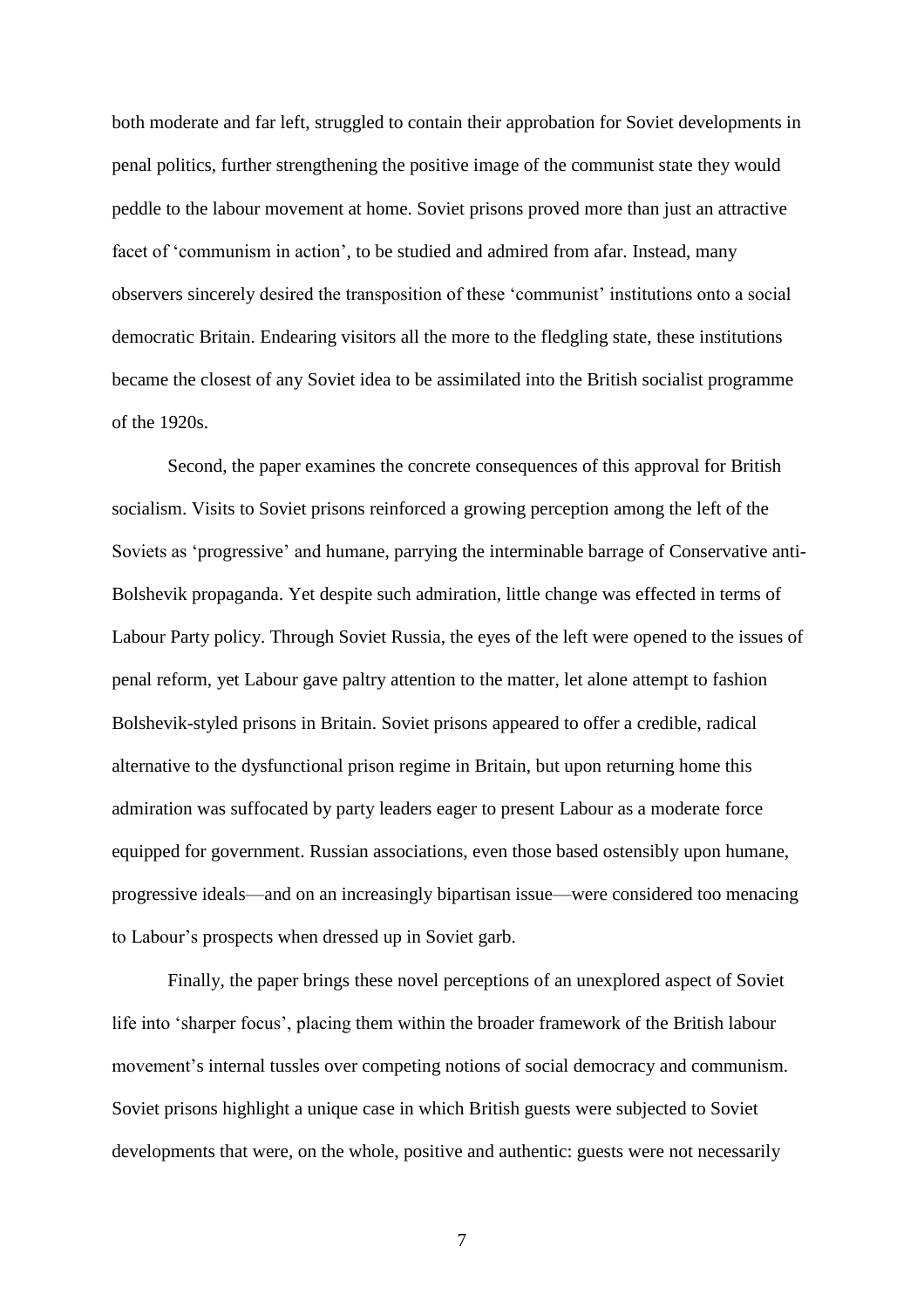both moderate and far left, struggled to contain their approbation for Soviet developments in penal politics, further strengthening the positive image of the communist state they would peddle to the labour movement at home. Soviet prisons proved more than just an attractive facet of 'communism in action', to be studied and admired from afar. Instead, many observers sincerely desired the transposition of these 'communist' institutions onto a social democratic Britain. Endearing visitors all the more to the fledgling state, these institutions became the closest of any Soviet idea to be assimilated into the British socialist programme of the 1920s.

Second, the paper examines the concrete consequences of this approval for British socialism. Visits to Soviet prisons reinforced a growing perception among the left of the Soviets as 'progressive' and humane, parrying the interminable barrage of Conservative anti-Bolshevik propaganda. Yet despite such admiration, little change was effected in terms of Labour Party policy. Through Soviet Russia, the eyes of the left were opened to the issues of penal reform, yet Labour gave paltry attention to the matter, let alone attempt to fashion Bolshevik-styled prisons in Britain. Soviet prisons appeared to offer a credible, radical alternative to the dysfunctional prison regime in Britain, but upon returning home this admiration was suffocated by party leaders eager to present Labour as a moderate force equipped for government. Russian associations, even those based ostensibly upon humane, progressive ideals—and on an increasingly bipartisan issue—were considered too menacing to Labour's prospects when dressed up in Soviet garb.

Finally, the paper brings these novel perceptions of an unexplored aspect of Soviet life into 'sharper focus', placing them within the broader framework of the British labour movement's internal tussles over competing notions of social democracy and communism. Soviet prisons highlight a unique case in which British guests were subjected to Soviet developments that were, on the whole, positive and authentic: guests were not necessarily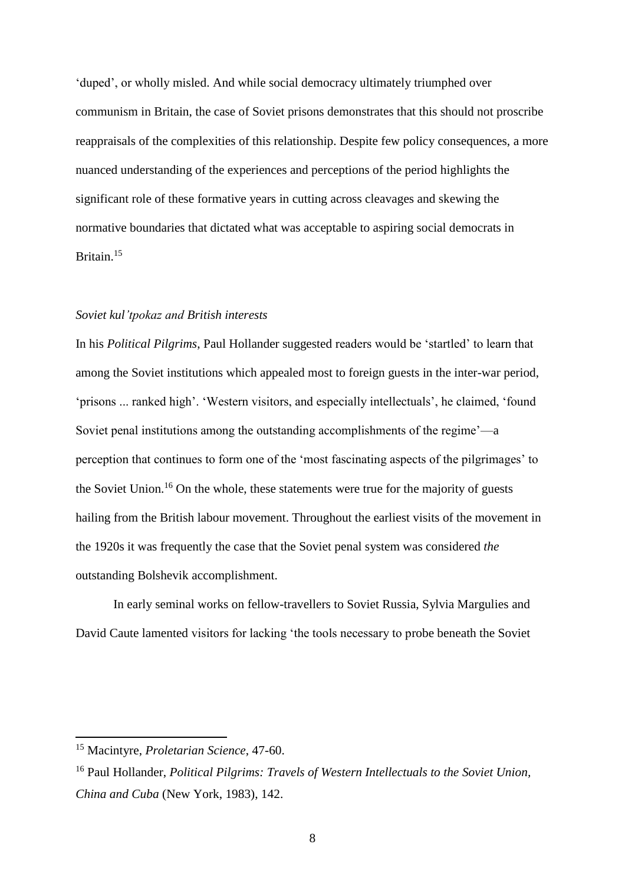'duped', or wholly misled. And while social democracy ultimately triumphed over communism in Britain, the case of Soviet prisons demonstrates that this should not proscribe reappraisals of the complexities of this relationship. Despite few policy consequences, a more nuanced understanding of the experiences and perceptions of the period highlights the significant role of these formative years in cutting across cleavages and skewing the normative boundaries that dictated what was acceptable to aspiring social democrats in Britain.[15]

### *Soviet kul'tpokaz and British interests*

In his *Political Pilgrims*, Paul Hollander suggested readers would be 'startled' to learn that among the Soviet institutions which appealed most to foreign guests in the inter-war period, 'prisons ... ranked high'. 'Western visitors, and especially intellectuals', he claimed, 'found Soviet penal institutions among the outstanding accomplishments of the regime'—a perception that continues to form one of the 'most fascinating aspects of the pilgrimages' to the Soviet Union.[16] On the whole, these statements were true for the majority of guests hailing from the British labour movement. Throughout the earliest visits of the movement in the 1920s it was frequently the case that the Soviet penal system was considered *the* outstanding Bolshevik accomplishment.

In early seminal works on fellow-travellers to Soviet Russia, Sylvia Margulies and David Caute lamented visitors for lacking 'the tools necessary to probe beneath the Soviet

---

[15] Macintyre, *Proletarian Science*, 47-60.

[16] Paul Hollander, *Political Pilgrims: Travels of Western Intellectuals to the Soviet Union, China and Cuba* (New York, 1983), 142.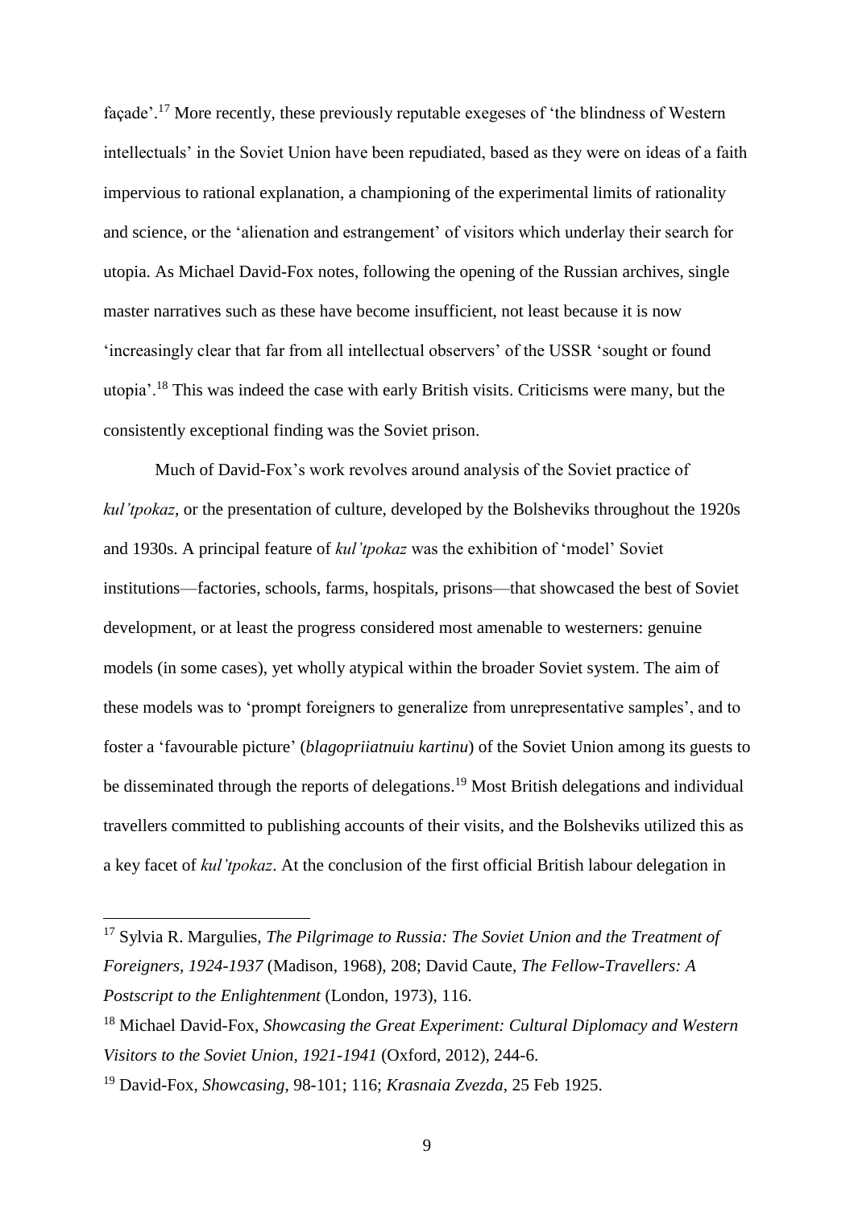façade'.[17] More recently, these previously reputable exegeses of 'the blindness of Western intellectuals' in the Soviet Union have been repudiated, based as they were on ideas of a faith impervious to rational explanation, a championing of the experimental limits of rationality and science, or the 'alienation and estrangement' of visitors which underlay their search for utopia. As Michael David-Fox notes, following the opening of the Russian archives, single master narratives such as these have become insufficient, not least because it is now 'increasingly clear that far from all intellectual observers' of the USSR 'sought or found utopia'.[18] This was indeed the case with early British visits. Criticisms were many, but the consistently exceptional finding was the Soviet prison.

Much of David-Fox's work revolves around analysis of the Soviet practice of *kul'tpokaz*, or the presentation of culture, developed by the Bolsheviks throughout the 1920s and 1930s. A principal feature of *kul'tpokaz* was the exhibition of 'model' Soviet institutions—factories, schools, farms, hospitals, prisons—that showcased the best of Soviet development, or at least the progress considered most amenable to westerners: genuine models (in some cases), yet wholly atypical within the broader Soviet system. The aim of these models was to 'prompt foreigners to generalize from unrepresentative samples', and to foster a 'favourable picture' (*blagopriiatnuiu kartinu*) of the Soviet Union among its guests to be disseminated through the reports of delegations.[19] Most British delegations and individual travellers committed to publishing accounts of their visits, and the Bolsheviks utilized this as a key facet of *kul'tpokaz*. At the conclusion of the first official British labour delegation in

---

[17] Sylvia R. Margulies, *The Pilgrimage to Russia: The Soviet Union and the Treatment of Foreigners, 1924-1937* (Madison, 1968), 208; David Caute, *The Fellow-Travellers: A Postscript to the Enlightenment* (London, 1973), 116.

[18] Michael David-Fox, *Showcasing the Great Experiment: Cultural Diplomacy and Western Visitors to the Soviet Union, 1921-1941* (Oxford, 2012), 244-6.

[19] David-Fox, *Showcasing*, 98-101; 116; *Krasnaia Zvezda*, 25 Feb 1925.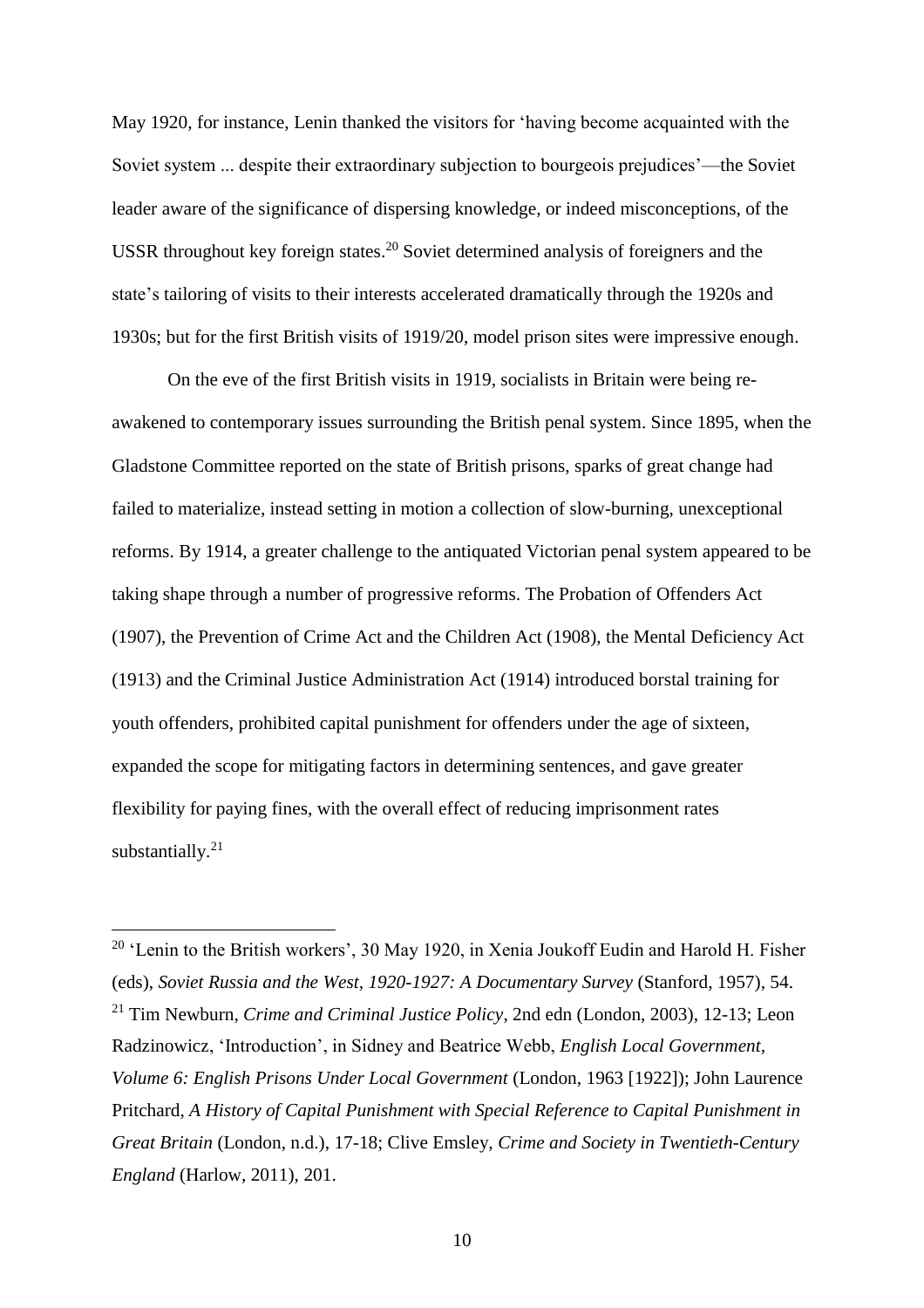May 1920, for instance, Lenin thanked the visitors for 'having become acquainted with the Soviet system ... despite their extraordinary subjection to bourgeois prejudices'—the Soviet leader aware of the significance of dispersing knowledge, or indeed misconceptions, of the USSR throughout key foreign states.[20] Soviet determined analysis of foreigners and the state's tailoring of visits to their interests accelerated dramatically through the 1920s and 1930s; but for the first British visits of 1919/20, model prison sites were impressive enough.

On the eve of the first British visits in 1919, socialists in Britain were being re-awakened to contemporary issues surrounding the British penal system. Since 1895, when the Gladstone Committee reported on the state of British prisons, sparks of great change had failed to materialize, instead setting in motion a collection of slow-burning, unexceptional reforms. By 1914, a greater challenge to the antiquated Victorian penal system appeared to be taking shape through a number of progressive reforms. The Probation of Offenders Act (1907), the Prevention of Crime Act and the Children Act (1908), the Mental Deficiency Act (1913) and the Criminal Justice Administration Act (1914) introduced borstal training for youth offenders, prohibited capital punishment for offenders under the age of sixteen, expanded the scope for mitigating factors in determining sentences, and gave greater flexibility for paying fines, with the overall effect of reducing imprisonment rates substantially.[21]

---

[20] 'Lenin to the British workers', 30 May 1920, in Xenia Joukoff Eudin and Harold H. Fisher (eds), *Soviet Russia and the West, 1920-1927: A Documentary Survey* (Stanford, 1957), 54.

[21] Tim Newburn, *Crime and Criminal Justice Policy*, 2nd edn (London, 2003), 12-13; Leon Radzinowicz, 'Introduction', in Sidney and Beatrice Webb, *English Local Government, Volume 6: English Prisons Under Local Government* (London, 1963 [1922]); John Laurence Pritchard, *A History of Capital Punishment with Special Reference to Capital Punishment in Great Britain* (London, n.d.), 17-18; Clive Emsley, *Crime and Society in Twentieth-Century England* (Harlow, 2011), 201.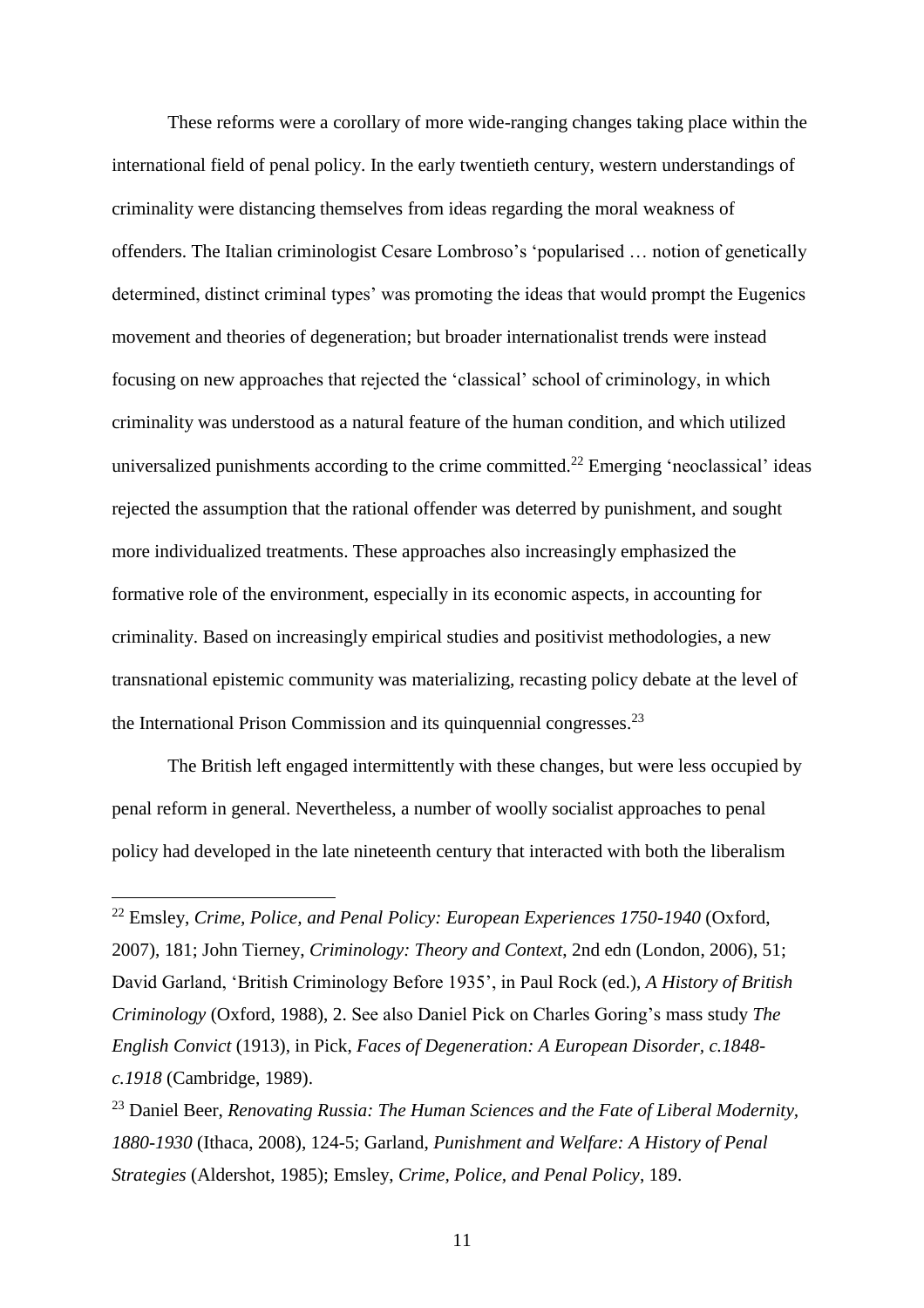These reforms were a corollary of more wide-ranging changes taking place within the international field of penal policy. In the early twentieth century, western understandings of criminality were distancing themselves from ideas regarding the moral weakness of offenders. The Italian criminologist Cesare Lombroso's 'popularised … notion of genetically determined, distinct criminal types' was promoting the ideas that would prompt the Eugenics movement and theories of degeneration; but broader internationalist trends were instead focusing on new approaches that rejected the 'classical' school of criminology, in which criminality was understood as a natural feature of the human condition, and which utilized universalized punishments according to the crime committed.[22] Emerging 'neoclassical' ideas rejected the assumption that the rational offender was deterred by punishment, and sought more individualized treatments. These approaches also increasingly emphasized the formative role of the environment, especially in its economic aspects, in accounting for criminality. Based on increasingly empirical studies and positivist methodologies, a new transnational epistemic community was materializing, recasting policy debate at the level of the International Prison Commission and its quinquennial congresses.[23]

The British left engaged intermittently with these changes, but were less occupied by penal reform in general. Nevertheless, a number of woolly socialist approaches to penal policy had developed in the late nineteenth century that interacted with both the liberalism

---

[22] Emsley, *Crime, Police, and Penal Policy: European Experiences 1750-1940* (Oxford, 2007), 181; John Tierney, *Criminology: Theory and Context*, 2nd edn (London, 2006), 51; David Garland, 'British Criminology Before 1935', in Paul Rock (ed.), *A History of British Criminology* (Oxford, 1988), 2. See also Daniel Pick on Charles Goring's mass study *The English Convict* (1913), in Pick, *Faces of Degeneration: A European Disorder, c.1848-c.1918* (Cambridge, 1989).

[23] Daniel Beer, *Renovating Russia: The Human Sciences and the Fate of Liberal Modernity, 1880-1930* (Ithaca, 2008), 124-5; Garland, *Punishment and Welfare: A History of Penal Strategies* (Aldershot, 1985); Emsley, *Crime, Police, and Penal Policy*, 189.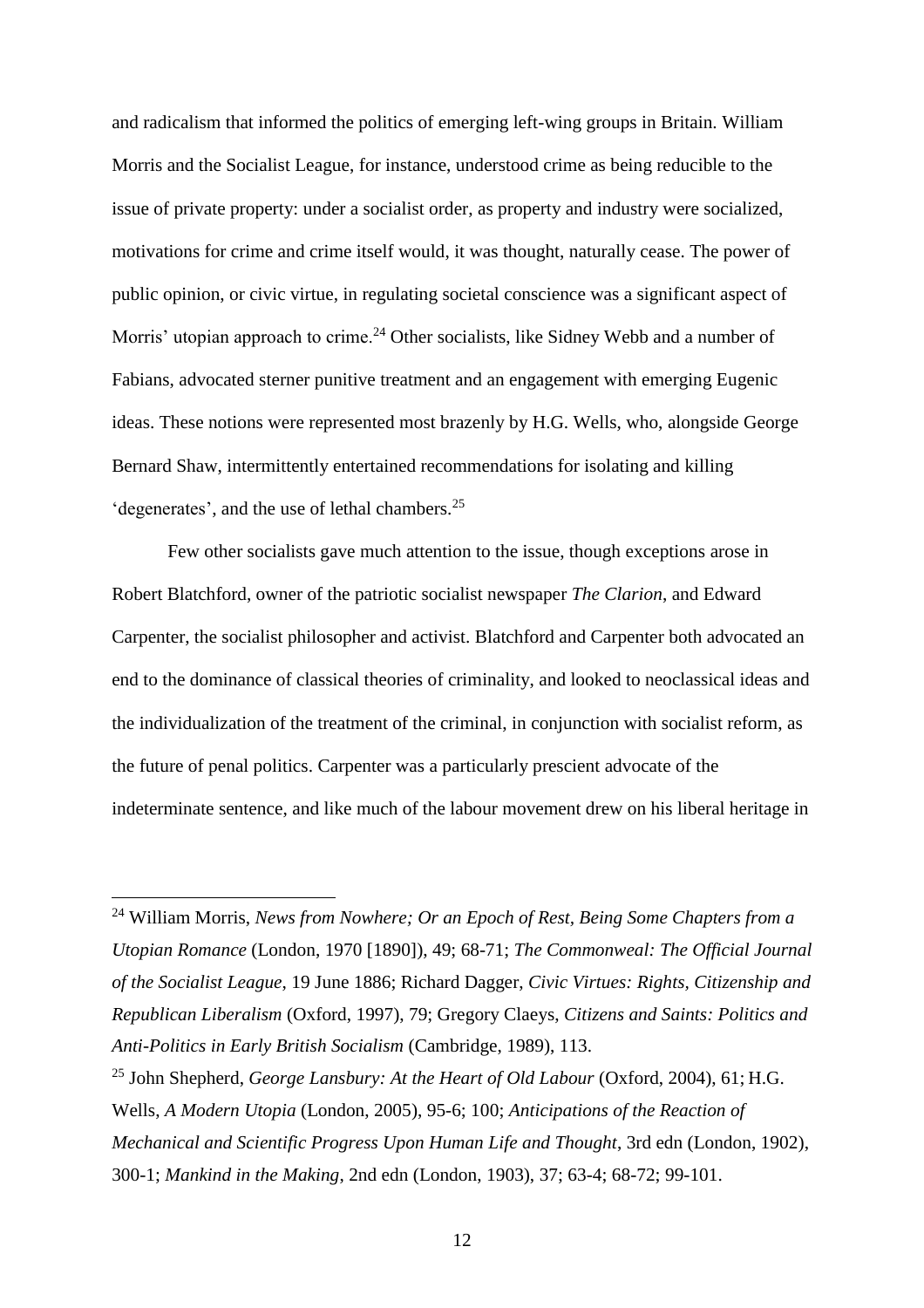and radicalism that informed the politics of emerging left-wing groups in Britain. William Morris and the Socialist League, for instance, understood crime as being reducible to the issue of private property: under a socialist order, as property and industry were socialized, motivations for crime and crime itself would, it was thought, naturally cease. The power of public opinion, or civic virtue, in regulating societal conscience was a significant aspect of Morris' utopian approach to crime.[24] Other socialists, like Sidney Webb and a number of Fabians, advocated sterner punitive treatment and an engagement with emerging Eugenic ideas. These notions were represented most brazenly by H.G. Wells, who, alongside George Bernard Shaw, intermittently entertained recommendations for isolating and killing 'degenerates', and the use of lethal chambers.[25]

Few other socialists gave much attention to the issue, though exceptions arose in Robert Blatchford, owner of the patriotic socialist newspaper *The Clarion*, and Edward Carpenter, the socialist philosopher and activist. Blatchford and Carpenter both advocated an end to the dominance of classical theories of criminality, and looked to neoclassical ideas and the individualization of the treatment of the criminal, in conjunction with socialist reform, as the future of penal politics. Carpenter was a particularly prescient advocate of the indeterminate sentence, and like much of the labour movement drew on his liberal heritage in

---

[24] William Morris, *News from Nowhere; Or an Epoch of Rest, Being Some Chapters from a Utopian Romance* (London, 1970 [1890]), 49; 68-71; *The Commonweal: The Official Journal of the Socialist League*, 19 June 1886; Richard Dagger, *Civic Virtues: Rights, Citizenship and Republican Liberalism* (Oxford, 1997), 79; Gregory Claeys, *Citizens and Saints: Politics and Anti-Politics in Early British Socialism* (Cambridge, 1989), 113.

[25] John Shepherd, *George Lansbury: At the Heart of Old Labour* (Oxford, 2004), 61; H.G. Wells, *A Modern Utopia* (London, 2005), 95-6; 100; *Anticipations of the Reaction of Mechanical and Scientific Progress Upon Human Life and Thought*, 3rd edn (London, 1902), 300-1; *Mankind in the Making*, 2nd edn (London, 1903), 37; 63-4; 68-72; 99-101.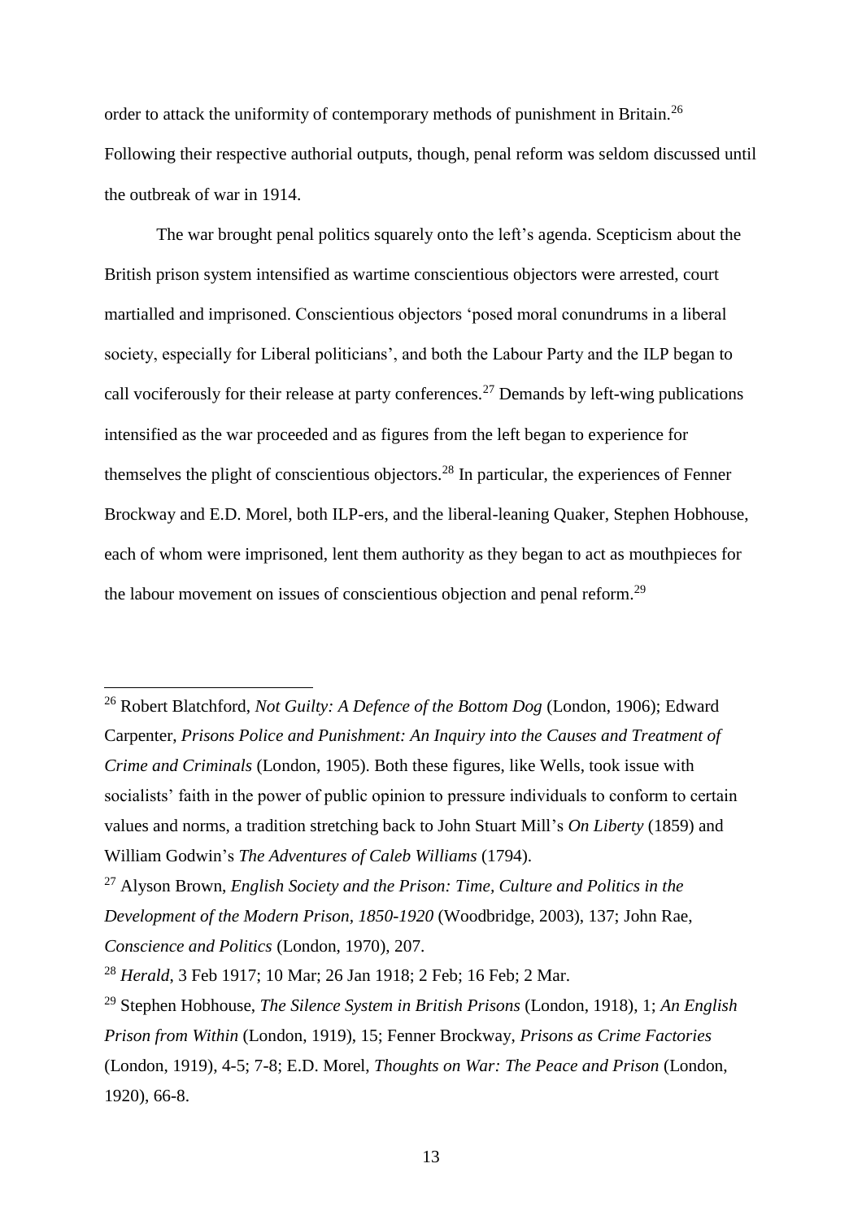order to attack the uniformity of contemporary methods of punishment in Britain.[26] Following their respective authorial outputs, though, penal reform was seldom discussed until the outbreak of war in 1914.

The war brought penal politics squarely onto the left's agenda. Scepticism about the British prison system intensified as wartime conscientious objectors were arrested, court martialled and imprisoned. Conscientious objectors 'posed moral conundrums in a liberal society, especially for Liberal politicians', and both the Labour Party and the ILP began to call vociferously for their release at party conferences.[27] Demands by left-wing publications intensified as the war proceeded and as figures from the left began to experience for themselves the plight of conscientious objectors.[28] In particular, the experiences of Fenner Brockway and E.D. Morel, both ILP-ers, and the liberal-leaning Quaker, Stephen Hobhouse, each of whom were imprisoned, lent them authority as they began to act as mouthpieces for the labour movement on issues of conscientious objection and penal reform.[29]

---

[26] Robert Blatchford, *Not Guilty: A Defence of the Bottom Dog* (London, 1906); Edward Carpenter, *Prisons Police and Punishment: An Inquiry into the Causes and Treatment of Crime and Criminals* (London, 1905). Both these figures, like Wells, took issue with socialists' faith in the power of public opinion to pressure individuals to conform to certain values and norms, a tradition stretching back to John Stuart Mill's *On Liberty* (1859) and William Godwin's *The Adventures of Caleb Williams* (1794).

[27] Alyson Brown, *English Society and the Prison: Time, Culture and Politics in the Development of the Modern Prison, 1850-1920* (Woodbridge, 2003), 137; John Rae, *Conscience and Politics* (London, 1970), 207.

[28] *Herald*, 3 Feb 1917; 10 Mar; 26 Jan 1918; 2 Feb; 16 Feb; 2 Mar.

[29] Stephen Hobhouse, *The Silence System in British Prisons* (London, 1918), 1; *An English Prison from Within* (London, 1919), 15; Fenner Brockway, *Prisons as Crime Factories* (London, 1919), 4-5; 7-8; E.D. Morel, *Thoughts on War: The Peace and Prison* (London, 1920), 66-8.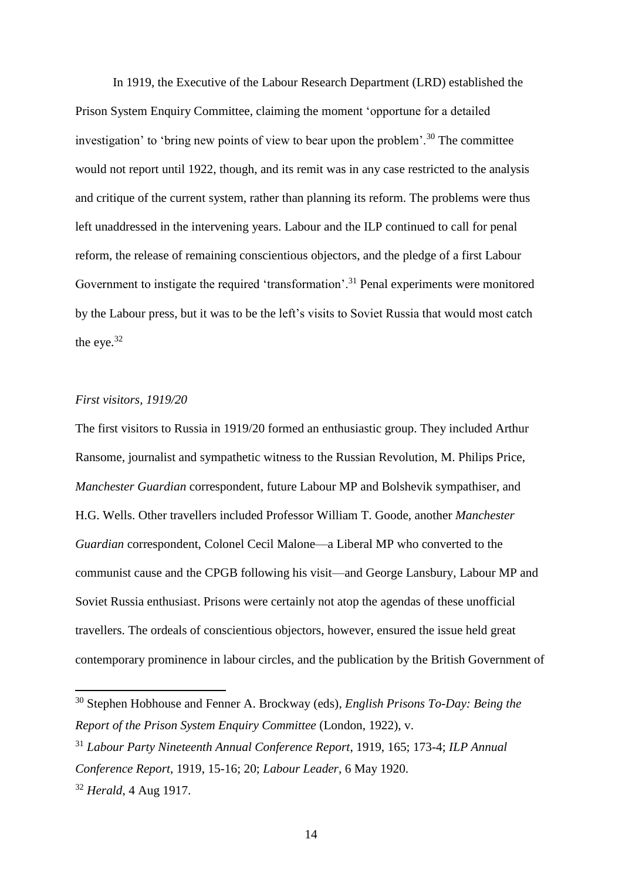In 1919, the Executive of the Labour Research Department (LRD) established the Prison System Enquiry Committee, claiming the moment 'opportune for a detailed investigation' to 'bring new points of view to bear upon the problem'.[30] The committee would not report until 1922, though, and its remit was in any case restricted to the analysis and critique of the current system, rather than planning its reform. The problems were thus left unaddressed in the intervening years. Labour and the ILP continued to call for penal reform, the release of remaining conscientious objectors, and the pledge of a first Labour Government to instigate the required 'transformation'.[31] Penal experiments were monitored by the Labour press, but it was to be the left's visits to Soviet Russia that would most catch the eye.[32]

*First visitors, 1919/20*

The first visitors to Russia in 1919/20 formed an enthusiastic group. They included Arthur Ransome, journalist and sympathetic witness to the Russian Revolution, M. Philips Price, *Manchester Guardian* correspondent, future Labour MP and Bolshevik sympathiser, and H.G. Wells. Other travellers included Professor William T. Goode, another *Manchester Guardian* correspondent, Colonel Cecil Malone—a Liberal MP who converted to the communist cause and the CPGB following his visit—and George Lansbury, Labour MP and Soviet Russia enthusiast. Prisons were certainly not atop the agendas of these unofficial travellers. The ordeals of conscientious objectors, however, ensured the issue held great contemporary prominence in labour circles, and the publication by the British Government of

---

[30] Stephen Hobhouse and Fenner A. Brockway (eds), *English Prisons To-Day: Being the Report of the Prison System Enquiry Committee* (London, 1922), v.

[31] *Labour Party Nineteenth Annual Conference Report*, 1919, 165; 173-4; *ILP Annual Conference Report*, 1919, 15-16; 20; *Labour Leader*, 6 May 1920.

[32] *Herald*, 4 Aug 1917.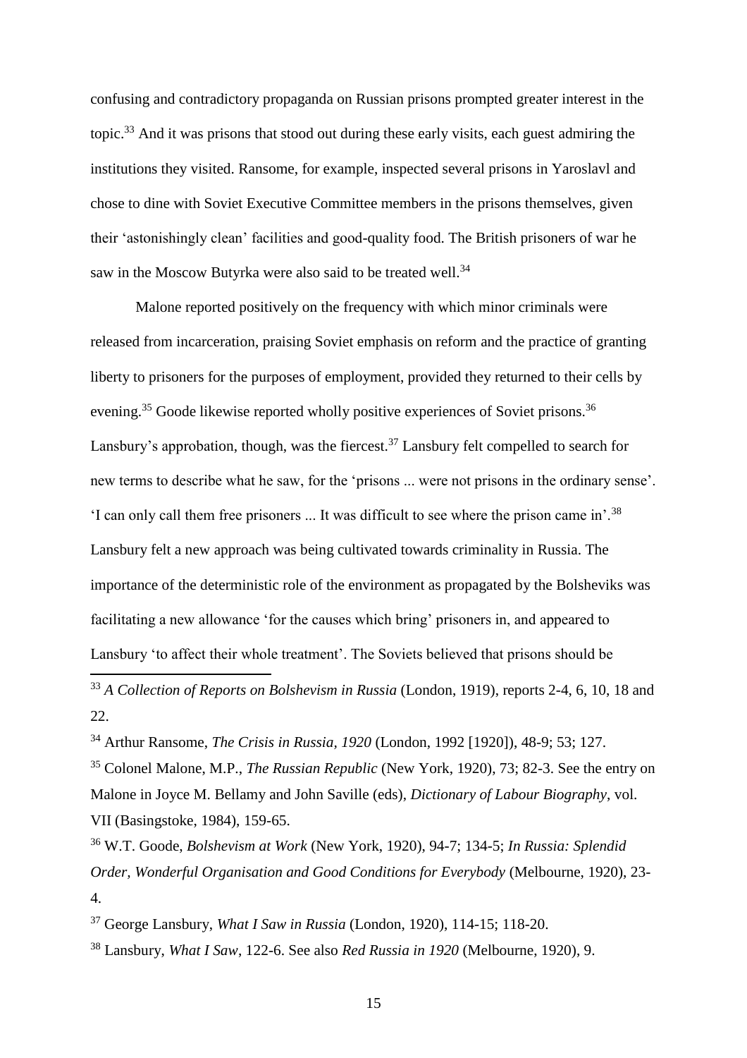confusing and contradictory propaganda on Russian prisons prompted greater interest in the topic.[33] And it was prisons that stood out during these early visits, each guest admiring the institutions they visited. Ransome, for example, inspected several prisons in Yaroslavl and chose to dine with Soviet Executive Committee members in the prisons themselves, given their 'astonishingly clean' facilities and good-quality food. The British prisoners of war he saw in the Moscow Butyrka were also said to be treated well.[34]

Malone reported positively on the frequency with which minor criminals were released from incarceration, praising Soviet emphasis on reform and the practice of granting liberty to prisoners for the purposes of employment, provided they returned to their cells by evening.[35] Goode likewise reported wholly positive experiences of Soviet prisons.[36] Lansbury's approbation, though, was the fiercest.[37] Lansbury felt compelled to search for new terms to describe what he saw, for the 'prisons ... were not prisons in the ordinary sense'. 'I can only call them free prisoners ... It was difficult to see where the prison came in'.[38] Lansbury felt a new approach was being cultivated towards criminality in Russia. The importance of the deterministic role of the environment as propagated by the Bolsheviks was facilitating a new allowance 'for the causes which bring' prisoners in, and appeared to Lansbury 'to affect their whole treatment'. The Soviets believed that prisons should be

---

[33] *A Collection of Reports on Bolshevism in Russia* (London, 1919), reports 2-4, 6, 10, 18 and 22.

[34] Arthur Ransome, *The Crisis in Russia, 1920* (London, 1992 [1920]), 48-9; 53; 127.

[35] Colonel Malone, M.P., *The Russian Republic* (New York, 1920), 73; 82-3. See the entry on Malone in Joyce M. Bellamy and John Saville (eds), *Dictionary of Labour Biography*, vol. VII (Basingstoke, 1984), 159-65.

[36] W.T. Goode, *Bolshevism at Work* (New York, 1920), 94-7; 134-5; *In Russia: Splendid Order, Wonderful Organisation and Good Conditions for Everybody* (Melbourne, 1920), 23-4.

[37] George Lansbury, *What I Saw in Russia* (London, 1920), 114-15; 118-20.

[38] Lansbury, *What I Saw*, 122-6. See also *Red Russia in 1920* (Melbourne, 1920), 9.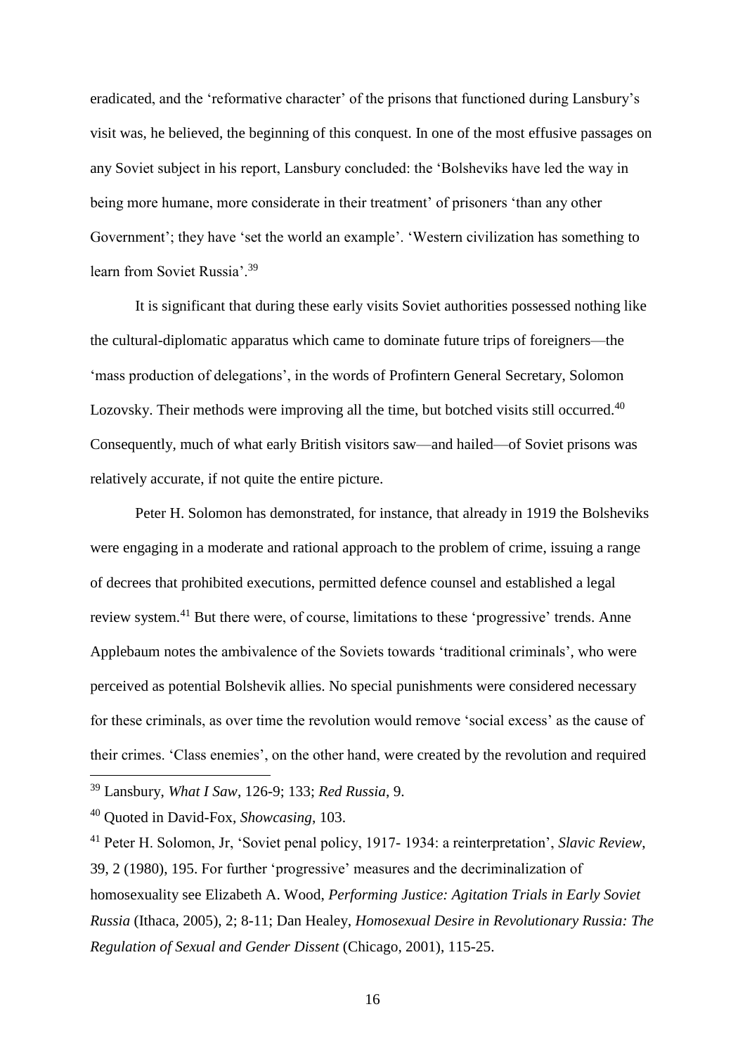eradicated, and the 'reformative character' of the prisons that functioned during Lansbury's visit was, he believed, the beginning of this conquest. In one of the most effusive passages on any Soviet subject in his report, Lansbury concluded: the 'Bolsheviks have led the way in being more humane, more considerate in their treatment' of prisoners 'than any other Government'; they have 'set the world an example'. 'Western civilization has something to learn from Soviet Russia'.[39]

It is significant that during these early visits Soviet authorities possessed nothing like the cultural-diplomatic apparatus which came to dominate future trips of foreigners—the 'mass production of delegations', in the words of Profintern General Secretary, Solomon Lozovsky. Their methods were improving all the time, but botched visits still occurred.[40] Consequently, much of what early British visitors saw—and hailed—of Soviet prisons was relatively accurate, if not quite the entire picture.

Peter H. Solomon has demonstrated, for instance, that already in 1919 the Bolsheviks were engaging in a moderate and rational approach to the problem of crime, issuing a range of decrees that prohibited executions, permitted defence counsel and established a legal review system.[41] But there were, of course, limitations to these 'progressive' trends. Anne Applebaum notes the ambivalence of the Soviets towards 'traditional criminals', who were perceived as potential Bolshevik allies. No special punishments were considered necessary for these criminals, as over time the revolution would remove 'social excess' as the cause of their crimes. 'Class enemies', on the other hand, were created by the revolution and required

---

[39] Lansbury, *What I Saw*, 126-9; 133; *Red Russia*, 9.

[40] Quoted in David-Fox, *Showcasing*, 103.

[41] Peter H. Solomon, Jr, 'Soviet penal policy, 1917- 1934: a reinterpretation', *Slavic Review*, 39, 2 (1980), 195. For further 'progressive' measures and the decriminalization of homosexuality see Elizabeth A. Wood, *Performing Justice: Agitation Trials in Early Soviet Russia* (Ithaca, 2005), 2; 8-11; Dan Healey, *Homosexual Desire in Revolutionary Russia: The Regulation of Sexual and Gender Dissent* (Chicago, 2001), 115-25.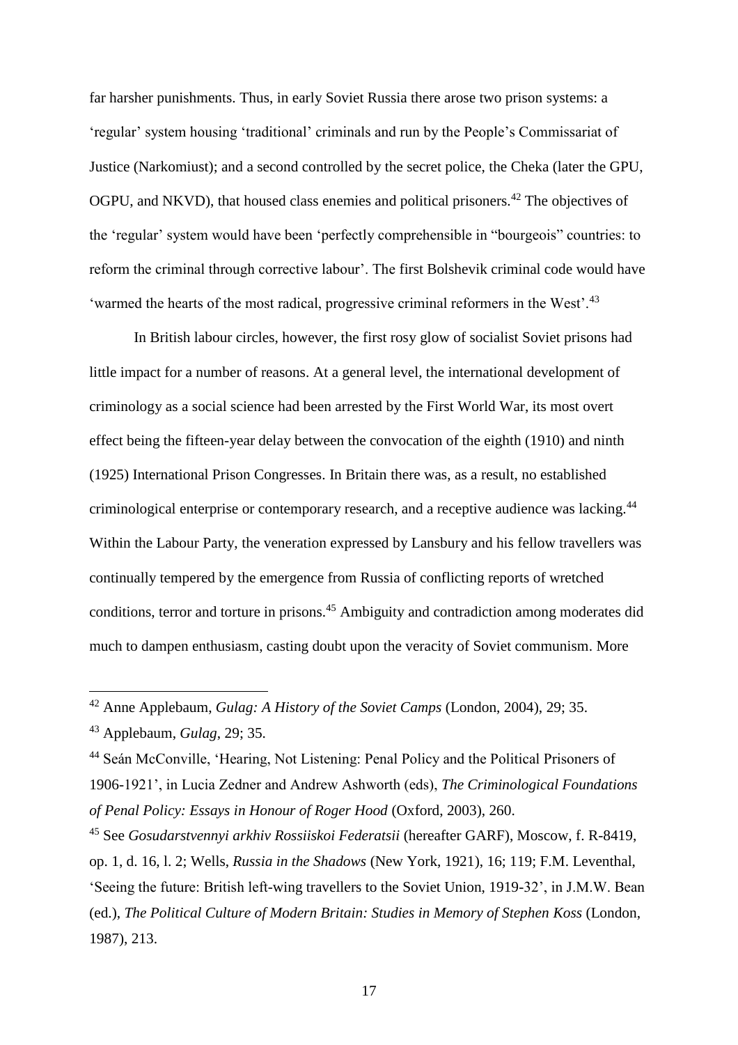far harsher punishments. Thus, in early Soviet Russia there arose two prison systems: a 'regular' system housing 'traditional' criminals and run by the People's Commissariat of Justice (Narkomiust); and a second controlled by the secret police, the Cheka (later the GPU, OGPU, and NKVD), that housed class enemies and political prisoners.[42] The objectives of the 'regular' system would have been 'perfectly comprehensible in "bourgeois" countries: to reform the criminal through corrective labour'. The first Bolshevik criminal code would have 'warmed the hearts of the most radical, progressive criminal reformers in the West'.[43]

In British labour circles, however, the first rosy glow of socialist Soviet prisons had little impact for a number of reasons. At a general level, the international development of criminology as a social science had been arrested by the First World War, its most overt effect being the fifteen-year delay between the convocation of the eighth (1910) and ninth (1925) International Prison Congresses. In Britain there was, as a result, no established criminological enterprise or contemporary research, and a receptive audience was lacking.[44] Within the Labour Party, the veneration expressed by Lansbury and his fellow travellers was continually tempered by the emergence from Russia of conflicting reports of wretched conditions, terror and torture in prisons.[45] Ambiguity and contradiction among moderates did much to dampen enthusiasm, casting doubt upon the veracity of Soviet communism. More

---

[42] Anne Applebaum, *Gulag: A History of the Soviet Camps* (London, 2004), 29; 35.

[43] Applebaum, *Gulag*, 29; 35.

[44] Seán McConville, 'Hearing, Not Listening: Penal Policy and the Political Prisoners of 1906-1921', in Lucia Zedner and Andrew Ashworth (eds), *The Criminological Foundations of Penal Policy: Essays in Honour of Roger Hood* (Oxford, 2003), 260.

[45] See *Gosudarstvennyi arkhiv Rossiiskoi Federatsii* (hereafter GARF), Moscow, f. R-8419, op. 1, d. 16, l. 2; Wells, *Russia in the Shadows* (New York, 1921), 16; 119; F.M. Leventhal, 'Seeing the future: British left-wing travellers to the Soviet Union, 1919-32', in J.M.W. Bean (ed.), *The Political Culture of Modern Britain: Studies in Memory of Stephen Koss* (London, 1987), 213.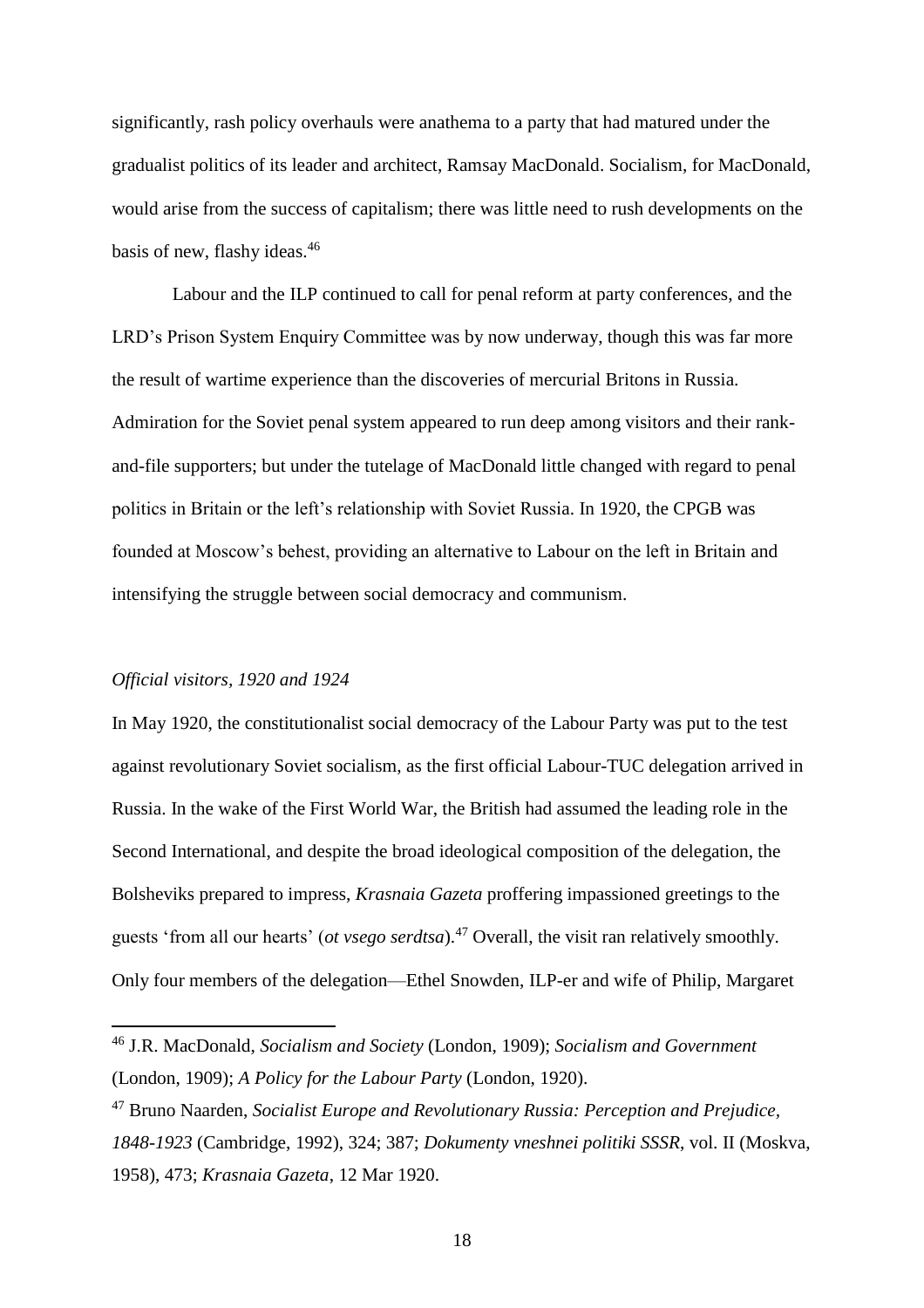significantly, rash policy overhauls were anathema to a party that had matured under the gradualist politics of its leader and architect, Ramsay MacDonald. Socialism, for MacDonald, would arise from the success of capitalism; there was little need to rush developments on the basis of new, flashy ideas.[46]

Labour and the ILP continued to call for penal reform at party conferences, and the LRD's Prison System Enquiry Committee was by now underway, though this was far more the result of wartime experience than the discoveries of mercurial Britons in Russia. Admiration for the Soviet penal system appeared to run deep among visitors and their rank-and-file supporters; but under the tutelage of MacDonald little changed with regard to penal politics in Britain or the left's relationship with Soviet Russia. In 1920, the CPGB was founded at Moscow's behest, providing an alternative to Labour on the left in Britain and intensifying the struggle between social democracy and communism.

### *Official visitors, 1920 and 1924*

In May 1920, the constitutionalist social democracy of the Labour Party was put to the test against revolutionary Soviet socialism, as the first official Labour-TUC delegation arrived in Russia. In the wake of the First World War, the British had assumed the leading role in the Second International, and despite the broad ideological composition of the delegation, the Bolsheviks prepared to impress, *Krasnaia Gazeta* proffering impassioned greetings to the guests 'from all our hearts' (*ot vsego serdtsa*).[47] Overall, the visit ran relatively smoothly. Only four members of the delegation—Ethel Snowden, ILP-er and wife of Philip, Margaret

---

[46] J.R. MacDonald, *Socialism and Society* (London, 1909); *Socialism and Government* (London, 1909); *A Policy for the Labour Party* (London, 1920).

[47] Bruno Naarden, *Socialist Europe and Revolutionary Russia: Perception and Prejudice, 1848-1923* (Cambridge, 1992), 324; 387; *Dokumenty vneshnei politiki SSSR*, vol. II (Moskva, 1958), 473; *Krasnaia Gazeta*, 12 Mar 1920.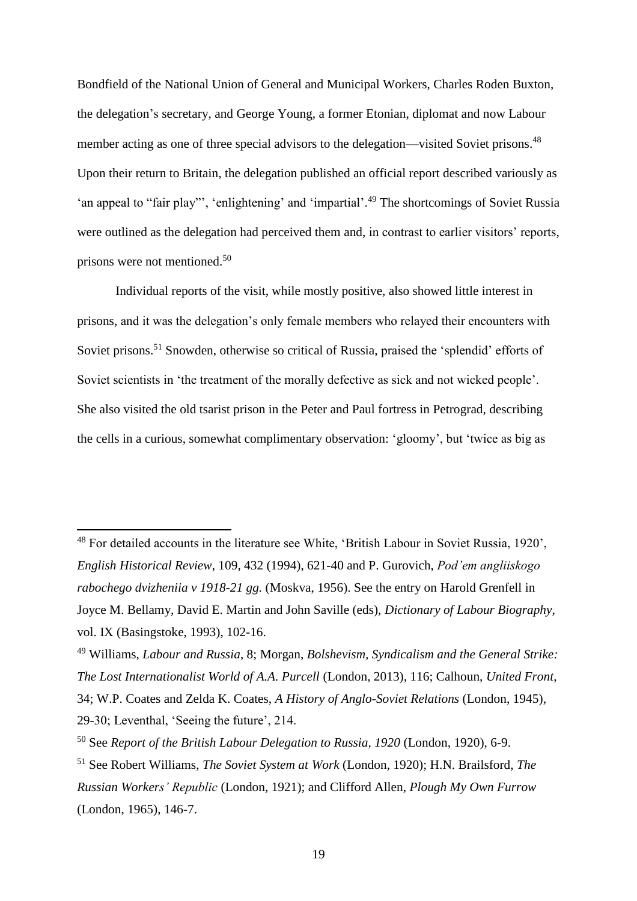Bondfield of the National Union of General and Municipal Workers, Charles Roden Buxton, the delegation's secretary, and George Young, a former Etonian, diplomat and now Labour member acting as one of three special advisors to the delegation—visited Soviet prisons.[48] Upon their return to Britain, the delegation published an official report described variously as 'an appeal to "fair play"', 'enlightening' and 'impartial'.[49] The shortcomings of Soviet Russia were outlined as the delegation had perceived them and, in contrast to earlier visitors' reports, prisons were not mentioned.[50]

Individual reports of the visit, while mostly positive, also showed little interest in prisons, and it was the delegation's only female members who relayed their encounters with Soviet prisons.[51] Snowden, otherwise so critical of Russia, praised the 'splendid' efforts of Soviet scientists in 'the treatment of the morally defective as sick and not wicked people'. She also visited the old tsarist prison in the Peter and Paul fortress in Petrograd, describing the cells in a curious, somewhat complimentary observation: 'gloomy', but 'twice as big as

---

[48] For detailed accounts in the literature see White, 'British Labour in Soviet Russia, 1920', *English Historical Review*, 109, 432 (1994), 621-40 and P. Gurovich, *Pod'em angliiskogo rabochego dvizheniia v 1918-21 gg.* (Moskva, 1956). See the entry on Harold Grenfell in Joyce M. Bellamy, David E. Martin and John Saville (eds), *Dictionary of Labour Biography*, vol. IX (Basingstoke, 1993), 102-16.

[49] Williams, *Labour and Russia*, 8; Morgan, *Bolshevism, Syndicalism and the General Strike: The Lost Internationalist World of A.A. Purcell* (London, 2013), 116; Calhoun, *United Front*, 34; W.P. Coates and Zelda K. Coates, *A History of Anglo-Soviet Relations* (London, 1945), 29-30; Leventhal, 'Seeing the future', 214.

[50] See *Report of the British Labour Delegation to Russia, 1920* (London, 1920), 6-9.

[51] See Robert Williams, *The Soviet System at Work* (London, 1920); H.N. Brailsford, *The Russian Workers' Republic* (London, 1921); and Clifford Allen, *Plough My Own Furrow* (London, 1965), 146-7.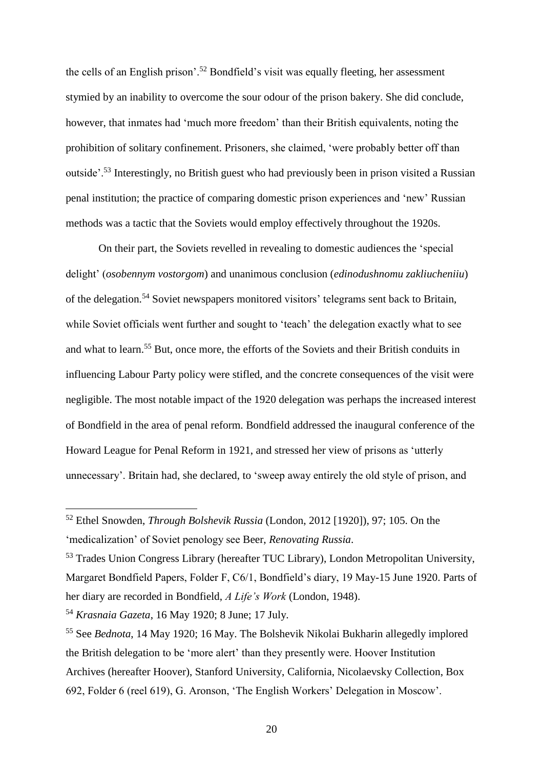the cells of an English prison'.[52] Bondfield's visit was equally fleeting, her assessment stymied by an inability to overcome the sour odour of the prison bakery. She did conclude, however, that inmates had 'much more freedom' than their British equivalents, noting the prohibition of solitary confinement. Prisoners, she claimed, 'were probably better off than outside'.[53] Interestingly, no British guest who had previously been in prison visited a Russian penal institution; the practice of comparing domestic prison experiences and 'new' Russian methods was a tactic that the Soviets would employ effectively throughout the 1920s.

On their part, the Soviets revelled in revealing to domestic audiences the 'special delight' (*osobennym vostorgom*) and unanimous conclusion (*edinodushnomu zakliucheniiu*) of the delegation.[54] Soviet newspapers monitored visitors' telegrams sent back to Britain, while Soviet officials went further and sought to 'teach' the delegation exactly what to see and what to learn.[55] But, once more, the efforts of the Soviets and their British conduits in influencing Labour Party policy were stifled, and the concrete consequences of the visit were negligible. The most notable impact of the 1920 delegation was perhaps the increased interest of Bondfield in the area of penal reform. Bondfield addressed the inaugural conference of the Howard League for Penal Reform in 1921, and stressed her view of prisons as 'utterly unnecessary'. Britain had, she declared, to 'sweep away entirely the old style of prison, and

---

[52] Ethel Snowden, *Through Bolshevik Russia* (London, 2012 [1920]), 97; 105. On the 'medicalization' of Soviet penology see Beer, *Renovating Russia*.

[53] Trades Union Congress Library (hereafter TUC Library), London Metropolitan University, Margaret Bondfield Papers, Folder F, C6/1, Bondfield's diary, 19 May-15 June 1920. Parts of her diary are recorded in Bondfield, *A Life's Work* (London, 1948).

[54] *Krasnaia Gazeta*, 16 May 1920; 8 June; 17 July.

[55] See *Bednota*, 14 May 1920; 16 May. The Bolshevik Nikolai Bukharin allegedly implored the British delegation to be 'more alert' than they presently were. Hoover Institution Archives (hereafter Hoover), Stanford University, California, Nicolaevsky Collection, Box 692, Folder 6 (reel 619), G. Aronson, 'The English Workers' Delegation in Moscow'.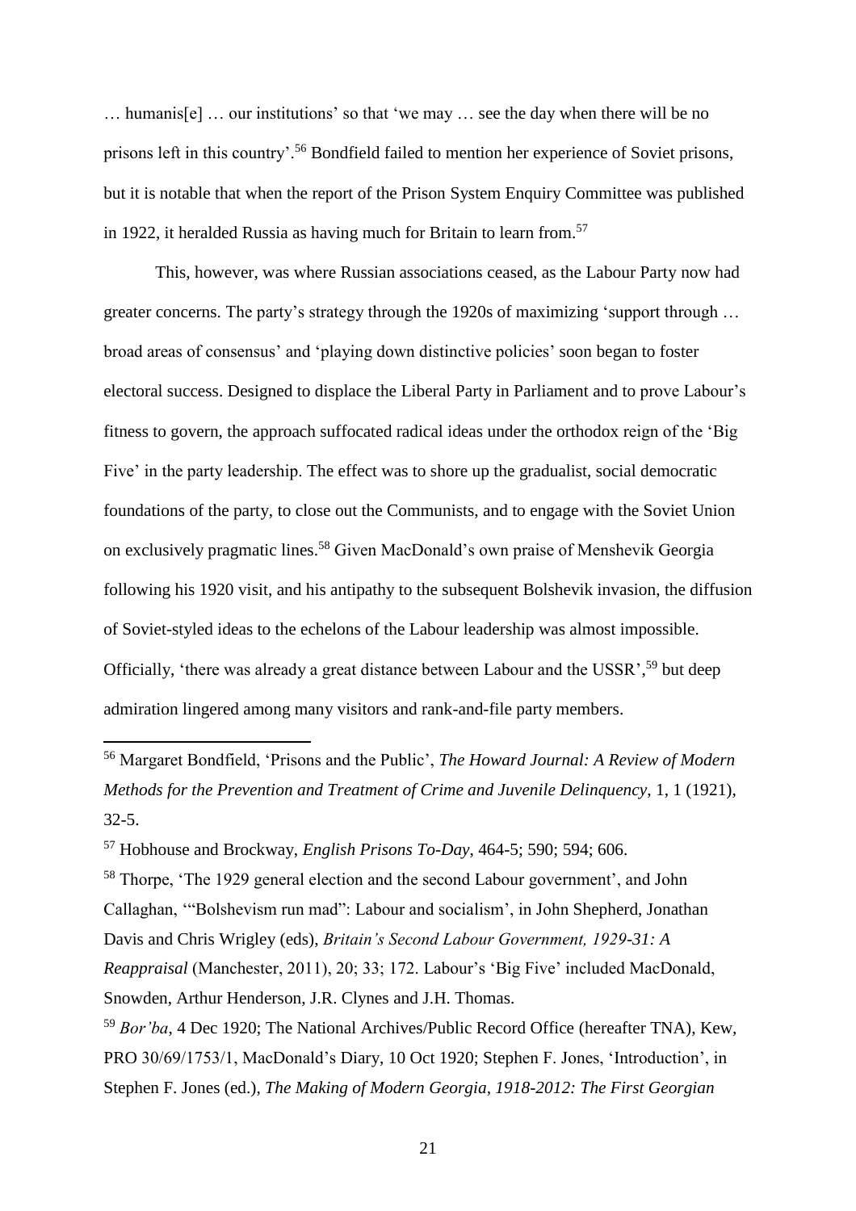… humanis[e] … our institutions' so that 'we may … see the day when there will be no prisons left in this country'.[56] Bondfield failed to mention her experience of Soviet prisons, but it is notable that when the report of the Prison System Enquiry Committee was published in 1922, it heralded Russia as having much for Britain to learn from.[57]

This, however, was where Russian associations ceased, as the Labour Party now had greater concerns. The party's strategy through the 1920s of maximizing 'support through … broad areas of consensus' and 'playing down distinctive policies' soon began to foster electoral success. Designed to displace the Liberal Party in Parliament and to prove Labour's fitness to govern, the approach suffocated radical ideas under the orthodox reign of the 'Big Five' in the party leadership. The effect was to shore up the gradualist, social democratic foundations of the party, to close out the Communists, and to engage with the Soviet Union on exclusively pragmatic lines.[58] Given MacDonald's own praise of Menshevik Georgia following his 1920 visit, and his antipathy to the subsequent Bolshevik invasion, the diffusion of Soviet-styled ideas to the echelons of the Labour leadership was almost impossible. Officially, 'there was already a great distance between Labour and the USSR',[59] but deep admiration lingered among many visitors and rank-and-file party members.

---

[56] Margaret Bondfield, 'Prisons and the Public', *The Howard Journal: A Review of Modern Methods for the Prevention and Treatment of Crime and Juvenile Delinquency*, 1, 1 (1921), 32-5.

[57] Hobhouse and Brockway, *English Prisons To-Day*, 464-5; 590; 594; 606.

[58] Thorpe, 'The 1929 general election and the second Labour government', and John Callaghan, '"Bolshevism run mad": Labour and socialism', in John Shepherd, Jonathan Davis and Chris Wrigley (eds), *Britain's Second Labour Government, 1929-31: A Reappraisal* (Manchester, 2011), 20; 33; 172. Labour's 'Big Five' included MacDonald, Snowden, Arthur Henderson, J.R. Clynes and J.H. Thomas.

[59] *Bor'ba*, 4 Dec 1920; The National Archives/Public Record Office (hereafter TNA), Kew, PRO 30/69/1753/1, MacDonald's Diary, 10 Oct 1920; Stephen F. Jones, 'Introduction', in Stephen F. Jones (ed.), *The Making of Modern Georgia, 1918-2012: The First Georgian*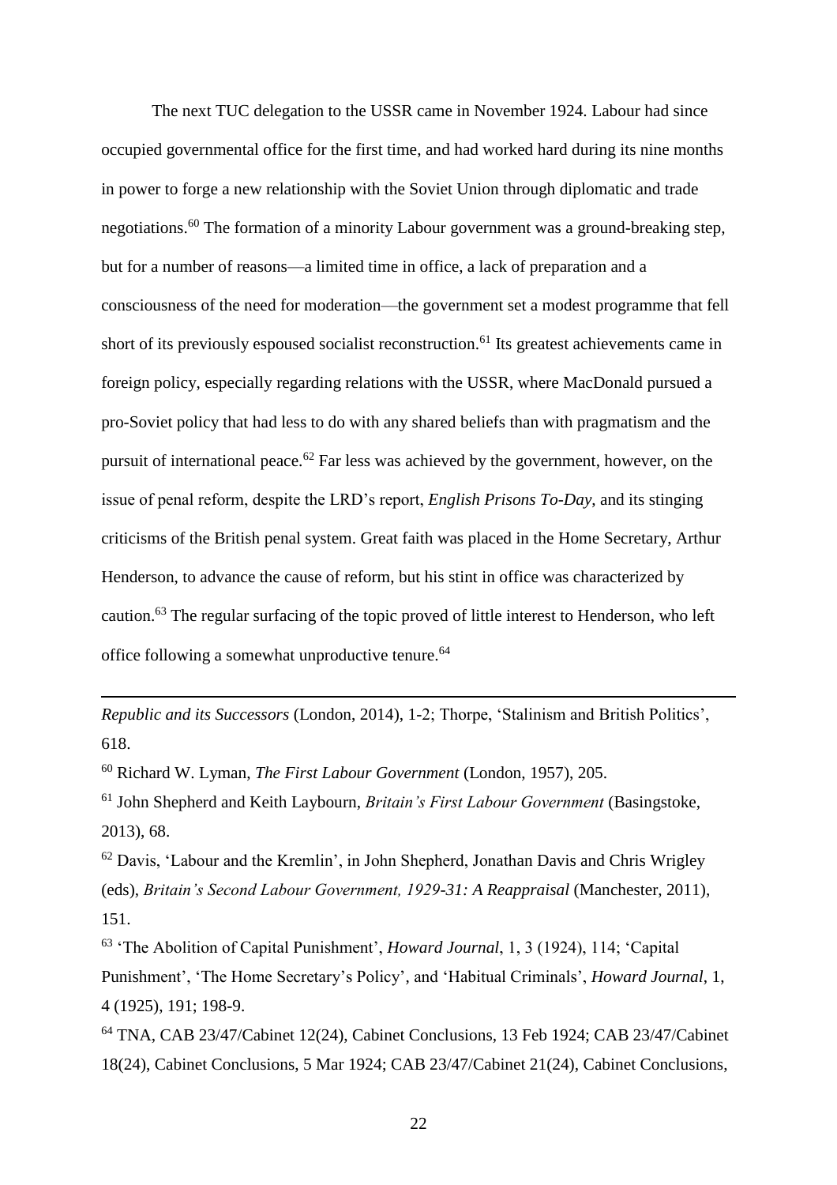The next TUC delegation to the USSR came in November 1924. Labour had since occupied governmental office for the first time, and had worked hard during its nine months in power to forge a new relationship with the Soviet Union through diplomatic and trade negotiations.[60] The formation of a minority Labour government was a ground-breaking step, but for a number of reasons—a limited time in office, a lack of preparation and a consciousness of the need for moderation—the government set a modest programme that fell short of its previously espoused socialist reconstruction.[61] Its greatest achievements came in foreign policy, especially regarding relations with the USSR, where MacDonald pursued a pro-Soviet policy that had less to do with any shared beliefs than with pragmatism and the pursuit of international peace.[62] Far less was achieved by the government, however, on the issue of penal reform, despite the LRD's report, *English Prisons To-Day*, and its stinging criticisms of the British penal system. Great faith was placed in the Home Secretary, Arthur Henderson, to advance the cause of reform, but his stint in office was characterized by caution.[63] The regular surfacing of the topic proved of little interest to Henderson, who left office following a somewhat unproductive tenure.[64]

---

*Republic and its Successors* (London, 2014), 1-2; Thorpe, 'Stalinism and British Politics', 618.

[60] Richard W. Lyman, *The First Labour Government* (London, 1957), 205.

[61] John Shepherd and Keith Laybourn, *Britain's First Labour Government* (Basingstoke, 2013), 68.

[62] Davis, 'Labour and the Kremlin', in John Shepherd, Jonathan Davis and Chris Wrigley (eds), *Britain's Second Labour Government, 1929-31: A Reappraisal* (Manchester, 2011), 151.

[63] 'The Abolition of Capital Punishment', *Howard Journal*, 1, 3 (1924), 114; 'Capital Punishment', 'The Home Secretary's Policy', and 'Habitual Criminals', *Howard Journal*, 1, 4 (1925), 191; 198-9.

[64] TNA, CAB 23/47/Cabinet 12(24), Cabinet Conclusions, 13 Feb 1924; CAB 23/47/Cabinet 18(24), Cabinet Conclusions, 5 Mar 1924; CAB 23/47/Cabinet 21(24), Cabinet Conclusions,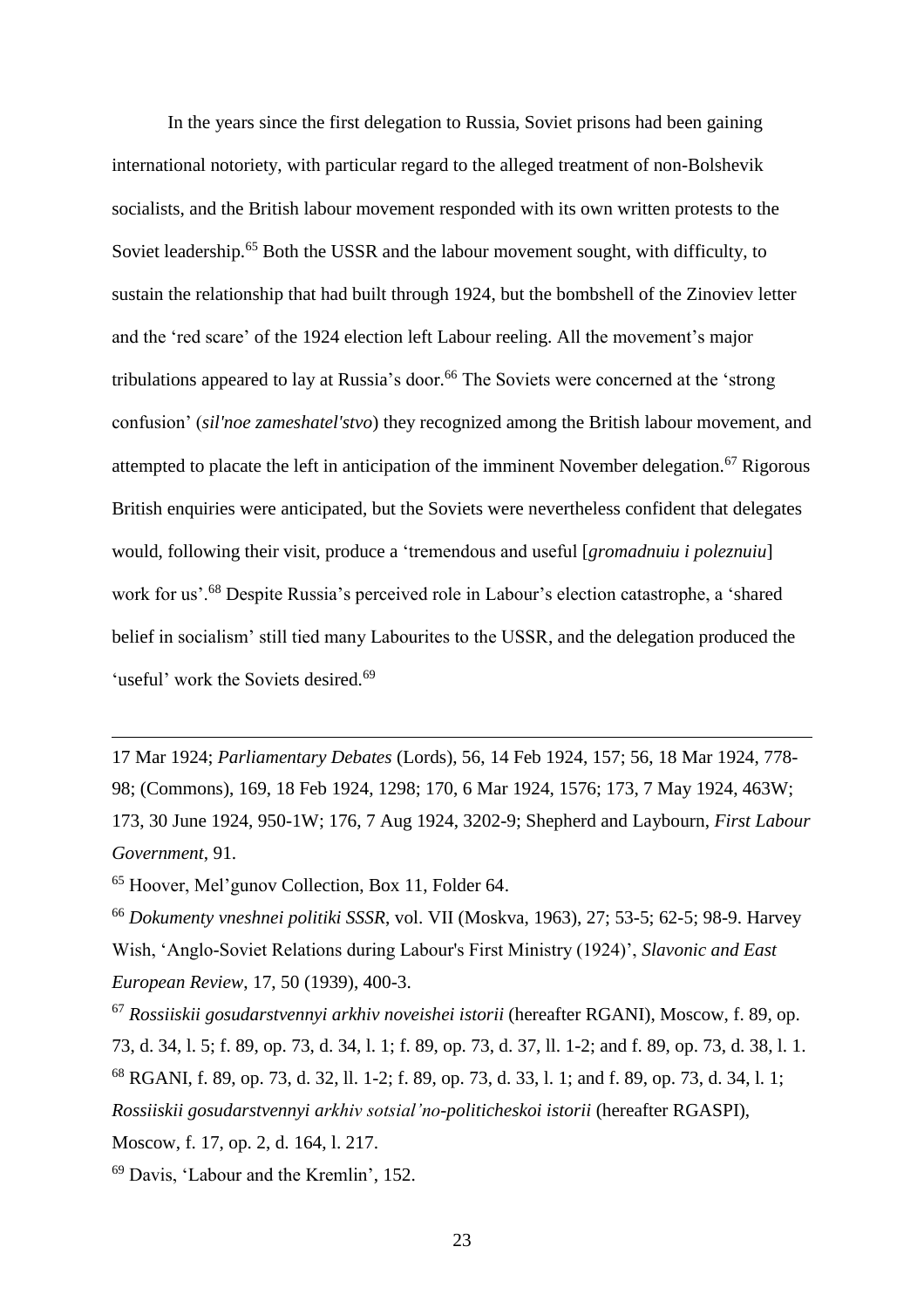In the years since the first delegation to Russia, Soviet prisons had been gaining international notoriety, with particular regard to the alleged treatment of non-Bolshevik socialists, and the British labour movement responded with its own written protests to the Soviet leadership.[65] Both the USSR and the labour movement sought, with difficulty, to sustain the relationship that had built through 1924, but the bombshell of the Zinoviev letter and the 'red scare' of the 1924 election left Labour reeling. All the movement's major tribulations appeared to lay at Russia's door.[66] The Soviets were concerned at the 'strong confusion' (*sil'noe zameshatel'stvo*) they recognized among the British labour movement, and attempted to placate the left in anticipation of the imminent November delegation.[67] Rigorous British enquiries were anticipated, but the Soviets were nevertheless confident that delegates would, following their visit, produce a 'tremendous and useful [*gromadnuiu i poleznuiu*] work for us'.[68] Despite Russia's perceived role in Labour's election catastrophe, a 'shared belief in socialism' still tied many Labourites to the USSR, and the delegation produced the 'useful' work the Soviets desired.[69]

---

17 Mar 1924; *Parliamentary Debates* (Lords), 56, 14 Feb 1924, 157; 56, 18 Mar 1924, 778-98; (Commons), 169, 18 Feb 1924, 1298; 170, 6 Mar 1924, 1576; 173, 7 May 1924, 463W; 173, 30 June 1924, 950-1W; 176, 7 Aug 1924, 3202-9; Shepherd and Laybourn, *First Labour Government*, 91.

[65] Hoover, Mel'gunov Collection, Box 11, Folder 64.

[66] *Dokumenty vneshnei politiki SSSR*, vol. VII (Moskva, 1963), 27; 53-5; 62-5; 98-9. Harvey Wish, 'Anglo-Soviet Relations during Labour's First Ministry (1924)', *Slavonic and East European Review*, 17, 50 (1939), 400-3.

[67] *Rossiiskii gosudarstvennyi arkhiv noveishei istorii* (hereafter RGANI), Moscow, f. 89, op. 73, d. 34, l. 5; f. 89, op. 73, d. 34, l. 1; f. 89, op. 73, d. 37, ll. 1-2; and f. 89, op. 73, d. 38, l. 1.

[68] RGANI, f. 89, op. 73, d. 32, ll. 1-2; f. 89, op. 73, d. 33, l. 1; and f. 89, op. 73, d. 34, l. 1; *Rossiiskii gosudarstvennyi arkhiv sotsial'no-politicheskoi istorii* (hereafter RGASPI), Moscow, f. 17, op. 2, d. 164, l. 217.

[69] Davis, 'Labour and the Kremlin', 152.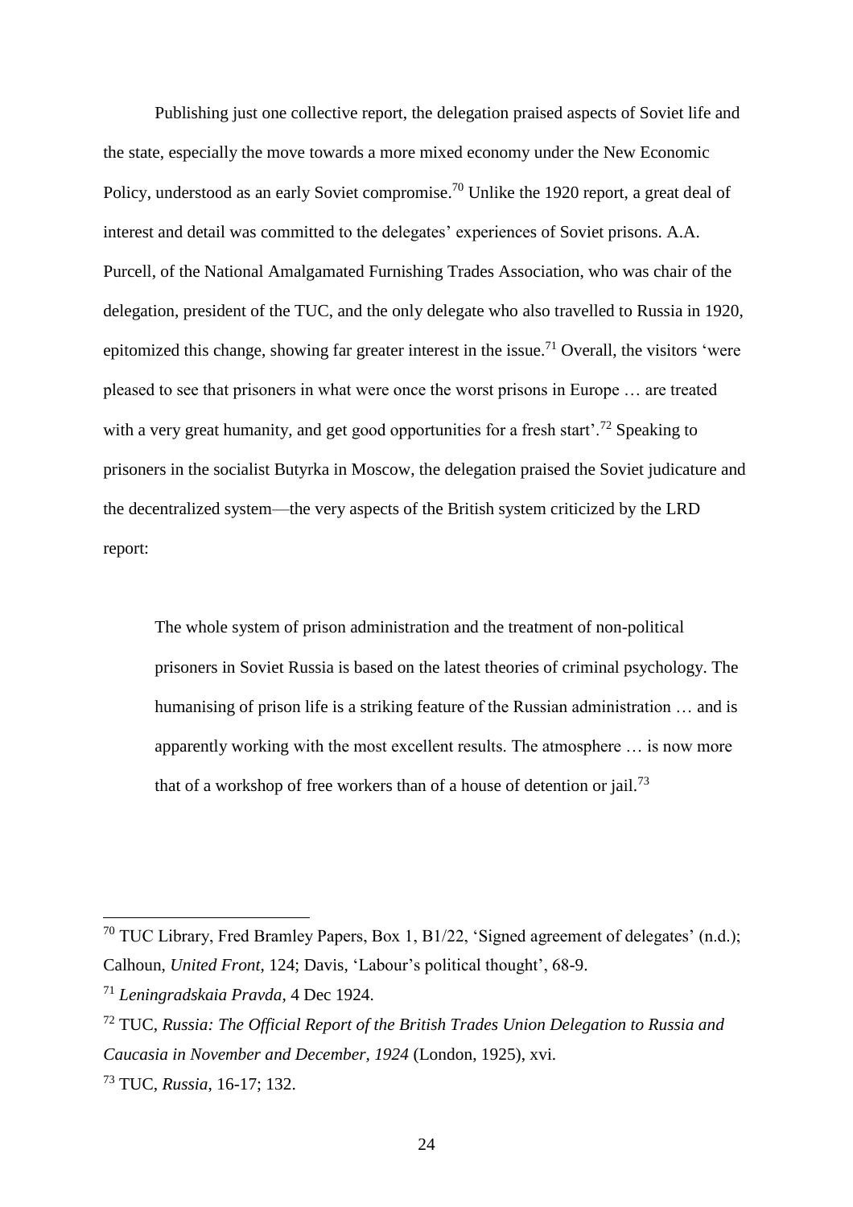Publishing just one collective report, the delegation praised aspects of Soviet life and the state, especially the move towards a more mixed economy under the New Economic Policy, understood as an early Soviet compromise.[70] Unlike the 1920 report, a great deal of interest and detail was committed to the delegates' experiences of Soviet prisons. A.A. Purcell, of the National Amalgamated Furnishing Trades Association, who was chair of the delegation, president of the TUC, and the only delegate who also travelled to Russia in 1920, epitomized this change, showing far greater interest in the issue.[71] Overall, the visitors 'were pleased to see that prisoners in what were once the worst prisons in Europe … are treated with a very great humanity, and get good opportunities for a fresh start'.[72] Speaking to prisoners in the socialist Butyrka in Moscow, the delegation praised the Soviet judicature and the decentralized system—the very aspects of the British system criticized by the LRD report:

> The whole system of prison administration and the treatment of non-political prisoners in Soviet Russia is based on the latest theories of criminal psychology. The humanising of prison life is a striking feature of the Russian administration … and is apparently working with the most excellent results. The atmosphere … is now more that of a workshop of free workers than of a house of detention or jail.[73]

---

[70] TUC Library, Fred Bramley Papers, Box 1, B1/22, 'Signed agreement of delegates' (n.d.); Calhoun, *United Front*, 124; Davis, 'Labour's political thought', 68-9.

[71] *Leningradskaia Pravda*, 4 Dec 1924.

[72] TUC, *Russia: The Official Report of the British Trades Union Delegation to Russia and Caucasia in November and December, 1924* (London, 1925), xvi.

[73] TUC, *Russia*, 16-17; 132.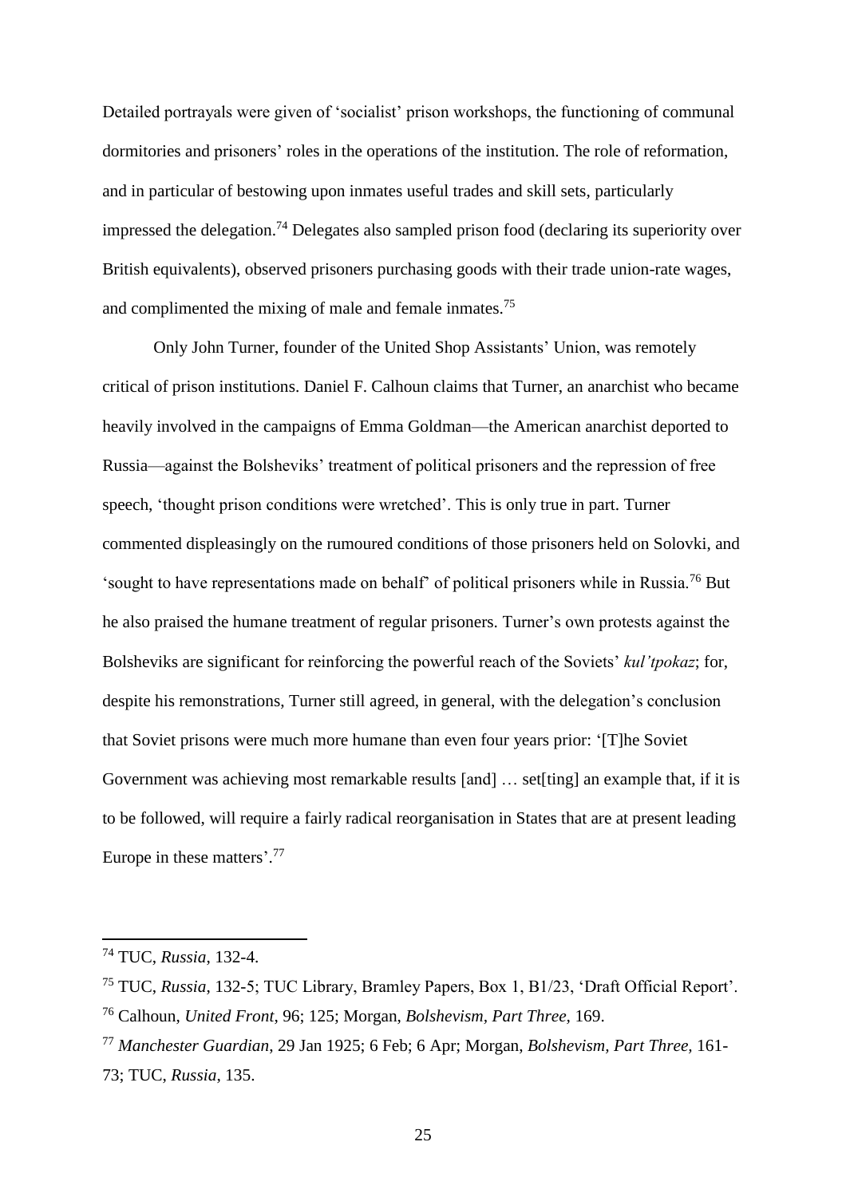Detailed portrayals were given of 'socialist' prison workshops, the functioning of communal dormitories and prisoners' roles in the operations of the institution. The role of reformation, and in particular of bestowing upon inmates useful trades and skill sets, particularly impressed the delegation.[74] Delegates also sampled prison food (declaring its superiority over British equivalents), observed prisoners purchasing goods with their trade union-rate wages, and complimented the mixing of male and female inmates.[75]

Only John Turner, founder of the United Shop Assistants' Union, was remotely critical of prison institutions. Daniel F. Calhoun claims that Turner, an anarchist who became heavily involved in the campaigns of Emma Goldman—the American anarchist deported to Russia—against the Bolsheviks' treatment of political prisoners and the repression of free speech, 'thought prison conditions were wretched'. This is only true in part. Turner commented displeasingly on the rumoured conditions of those prisoners held on Solovki, and 'sought to have representations made on behalf' of political prisoners while in Russia.[76] But he also praised the humane treatment of regular prisoners. Turner's own protests against the Bolsheviks are significant for reinforcing the powerful reach of the Soviets' *kul'tpokaz*; for, despite his remonstrations, Turner still agreed, in general, with the delegation's conclusion that Soviet prisons were much more humane than even four years prior: '[T]he Soviet Government was achieving most remarkable results [and] … set[ting] an example that, if it is to be followed, will require a fairly radical reorganisation in States that are at present leading Europe in these matters'.[77]

---

[74] TUC, *Russia*, 132-4.

[75] TUC, *Russia*, 132-5; TUC Library, Bramley Papers, Box 1, B1/23, 'Draft Official Report'.

[76] Calhoun, *United Front*, 96; 125; Morgan, *Bolshevism, Part Three*, 169.

[77] *Manchester Guardian*, 29 Jan 1925; 6 Feb; 6 Apr; Morgan, *Bolshevism, Part Three*, 161-73; TUC, *Russia*, 135.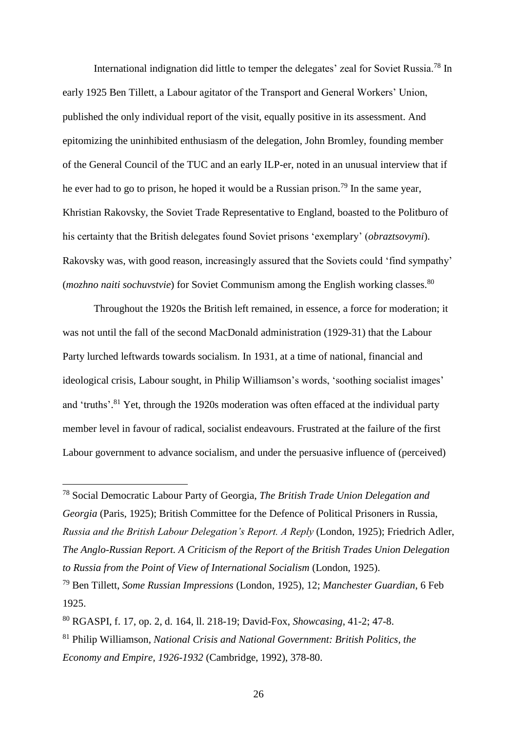International indignation did little to temper the delegates' zeal for Soviet Russia.[78] In early 1925 Ben Tillett, a Labour agitator of the Transport and General Workers' Union, published the only individual report of the visit, equally positive in its assessment. And epitomizing the uninhibited enthusiasm of the delegation, John Bromley, founding member of the General Council of the TUC and an early ILP-er, noted in an unusual interview that if he ever had to go to prison, he hoped it would be a Russian prison.[79] In the same year, Khristian Rakovsky, the Soviet Trade Representative to England, boasted to the Politburo of his certainty that the British delegates found Soviet prisons 'exemplary' (*obraztsovymi*). Rakovsky was, with good reason, increasingly assured that the Soviets could 'find sympathy' (*mozhno naiti sochuvstvie*) for Soviet Communism among the English working classes.[80]

Throughout the 1920s the British left remained, in essence, a force for moderation; it was not until the fall of the second MacDonald administration (1929-31) that the Labour Party lurched leftwards towards socialism. In 1931, at a time of national, financial and ideological crisis, Labour sought, in Philip Williamson's words, 'soothing socialist images' and 'truths'.[81] Yet, through the 1920s moderation was often effaced at the individual party member level in favour of radical, socialist endeavours. Frustrated at the failure of the first Labour government to advance socialism, and under the persuasive influence of (perceived)

---

[78] Social Democratic Labour Party of Georgia, *The British Trade Union Delegation and Georgia* (Paris, 1925); British Committee for the Defence of Political Prisoners in Russia, *Russia and the British Labour Delegation's Report. A Reply* (London, 1925); Friedrich Adler, *The Anglo-Russian Report. A Criticism of the Report of the British Trades Union Delegation to Russia from the Point of View of International Socialism* (London, 1925).

[79] Ben Tillett, *Some Russian Impressions* (London, 1925), 12; *Manchester Guardian*, 6 Feb 1925.

[80] RGASPI, f. 17, op. 2, d. 164, ll. 218-19; David-Fox, *Showcasing*, 41-2; 47-8.

[81] Philip Williamson, *National Crisis and National Government: British Politics, the Economy and Empire, 1926-1932* (Cambridge, 1992), 378-80.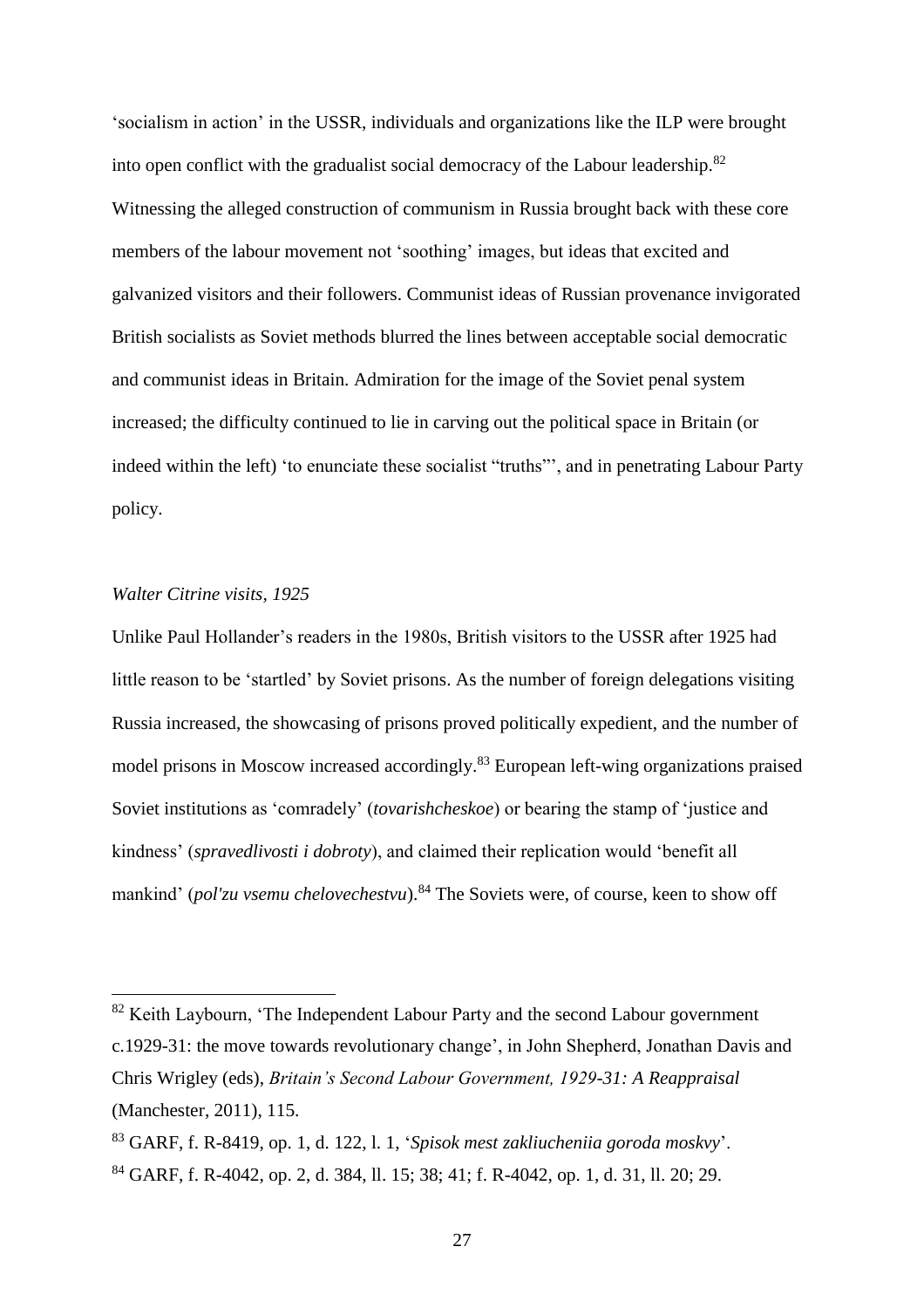'socialism in action' in the USSR, individuals and organizations like the ILP were brought into open conflict with the gradualist social democracy of the Labour leadership.[82] Witnessing the alleged construction of communism in Russia brought back with these core members of the labour movement not 'soothing' images, but ideas that excited and galvanized visitors and their followers. Communist ideas of Russian provenance invigorated British socialists as Soviet methods blurred the lines between acceptable social democratic and communist ideas in Britain. Admiration for the image of the Soviet penal system increased; the difficulty continued to lie in carving out the political space in Britain (or indeed within the left) 'to enunciate these socialist "truths"', and in penetrating Labour Party policy.

*Walter Citrine visits, 1925*

Unlike Paul Hollander's readers in the 1980s, British visitors to the USSR after 1925 had little reason to be 'startled' by Soviet prisons. As the number of foreign delegations visiting Russia increased, the showcasing of prisons proved politically expedient, and the number of model prisons in Moscow increased accordingly.[83] European left-wing organizations praised Soviet institutions as 'comradely' (*tovarishcheskoe*) or bearing the stamp of 'justice and kindness' (*spravedlivosti i dobroty*), and claimed their replication would 'benefit all mankind' (*pol'zu vsemu chelovechestvu*).[84] The Soviets were, of course, keen to show off

---

[82] Keith Laybourn, 'The Independent Labour Party and the second Labour government c.1929-31: the move towards revolutionary change', in John Shepherd, Jonathan Davis and Chris Wrigley (eds), *Britain's Second Labour Government, 1929-31: A Reappraisal* (Manchester, 2011), 115.

[83] GARF, f. R-8419, op. 1, d. 122, l. 1, '*Spisok mest zakliucheniia goroda moskvy*'.

[84] GARF, f. R-4042, op. 2, d. 384, ll. 15; 38; 41; f. R-4042, op. 1, d. 31, ll. 20; 29.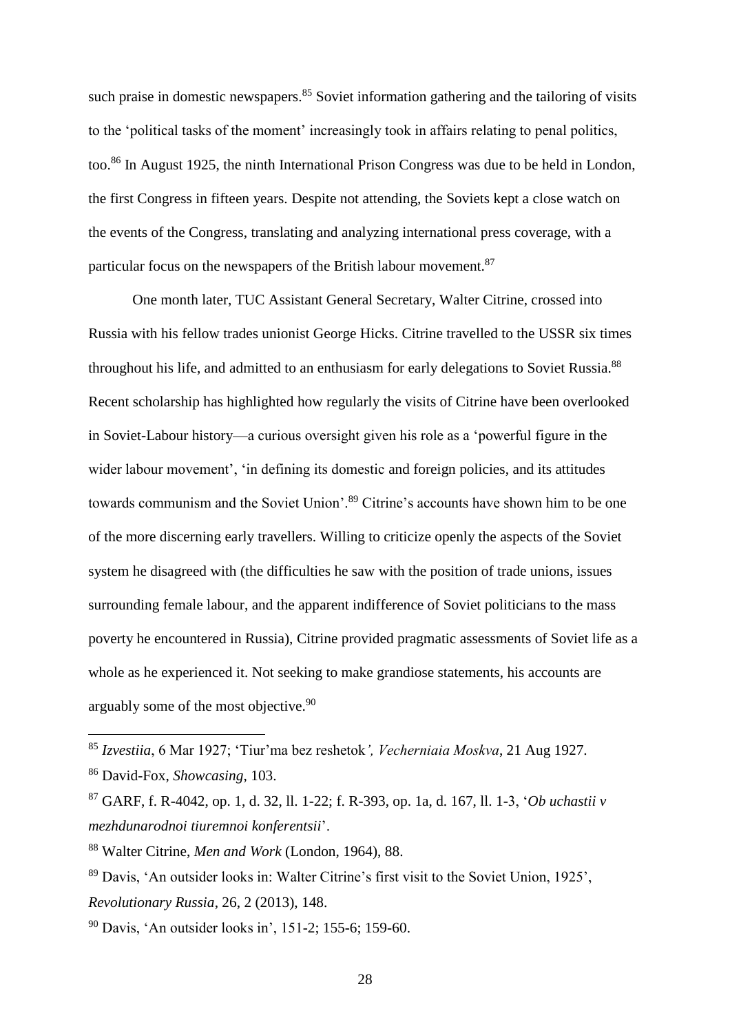such praise in domestic newspapers.[85] Soviet information gathering and the tailoring of visits to the 'political tasks of the moment' increasingly took in affairs relating to penal politics, too.[86] In August 1925, the ninth International Prison Congress was due to be held in London, the first Congress in fifteen years. Despite not attending, the Soviets kept a close watch on the events of the Congress, translating and analyzing international press coverage, with a particular focus on the newspapers of the British labour movement.[87]

One month later, TUC Assistant General Secretary, Walter Citrine, crossed into Russia with his fellow trades unionist George Hicks. Citrine travelled to the USSR six times throughout his life, and admitted to an enthusiasm for early delegations to Soviet Russia.[88] Recent scholarship has highlighted how regularly the visits of Citrine have been overlooked in Soviet-Labour history—a curious oversight given his role as a 'powerful figure in the wider labour movement', 'in defining its domestic and foreign policies, and its attitudes towards communism and the Soviet Union'.[89] Citrine's accounts have shown him to be one of the more discerning early travellers. Willing to criticize openly the aspects of the Soviet system he disagreed with (the difficulties he saw with the position of trade unions, issues surrounding female labour, and the apparent indifference of Soviet politicians to the mass poverty he encountered in Russia), Citrine provided pragmatic assessments of Soviet life as a whole as he experienced it. Not seeking to make grandiose statements, his accounts are arguably some of the most objective.[90]

---

[85] *Izvestiia*, 6 Mar 1927; 'Tiur'ma bez reshetok*', Vecherniaia Moskva*, 21 Aug 1927.

[86] David-Fox, *Showcasing*, 103.

[87] GARF, f. R-4042, op. 1, d. 32, ll. 1-22; f. R-393, op. 1a, d. 167, ll. 1-3, '*Ob uchastii v mezhdunarodnoi tiuremnoi konferentsii*'.

[88] Walter Citrine, *Men and Work* (London, 1964), 88.

[89] Davis, 'An outsider looks in: Walter Citrine's first visit to the Soviet Union, 1925', *Revolutionary Russia*, 26, 2 (2013), 148.

[90] Davis, 'An outsider looks in', 151-2; 155-6; 159-60.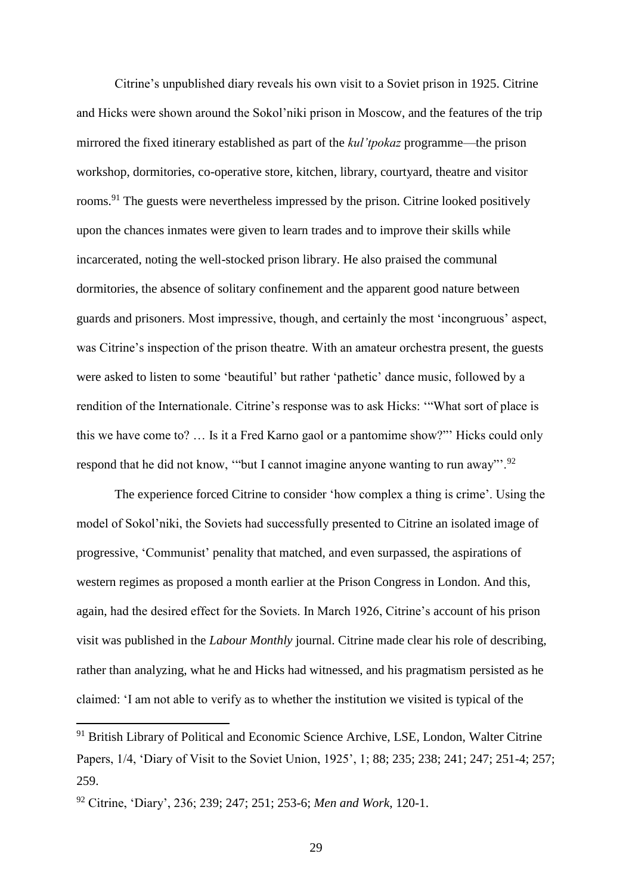Citrine's unpublished diary reveals his own visit to a Soviet prison in 1925. Citrine and Hicks were shown around the Sokol'niki prison in Moscow, and the features of the trip mirrored the fixed itinerary established as part of the *kul'tpokaz* programme—the prison workshop, dormitories, co-operative store, kitchen, library, courtyard, theatre and visitor rooms.[91] The guests were nevertheless impressed by the prison. Citrine looked positively upon the chances inmates were given to learn trades and to improve their skills while incarcerated, noting the well-stocked prison library. He also praised the communal dormitories, the absence of solitary confinement and the apparent good nature between guards and prisoners. Most impressive, though, and certainly the most 'incongruous' aspect, was Citrine's inspection of the prison theatre. With an amateur orchestra present, the guests were asked to listen to some 'beautiful' but rather 'pathetic' dance music, followed by a rendition of the Internationale. Citrine's response was to ask Hicks: '"What sort of place is this we have come to? … Is it a Fred Karno gaol or a pantomime show?"' Hicks could only respond that he did not know, '"but I cannot imagine anyone wanting to run away"'.[92]

The experience forced Citrine to consider 'how complex a thing is crime'. Using the model of Sokol'niki, the Soviets had successfully presented to Citrine an isolated image of progressive, 'Communist' penality that matched, and even surpassed, the aspirations of western regimes as proposed a month earlier at the Prison Congress in London. And this, again, had the desired effect for the Soviets. In March 1926, Citrine's account of his prison visit was published in the *Labour Monthly* journal. Citrine made clear his role of describing, rather than analyzing, what he and Hicks had witnessed, and his pragmatism persisted as he claimed: 'I am not able to verify as to whether the institution we visited is typical of the

---

[91] British Library of Political and Economic Science Archive, LSE, London, Walter Citrine Papers, 1/4, 'Diary of Visit to the Soviet Union, 1925', 1; 88; 235; 238; 241; 247; 251-4; 257; 259.

[92] Citrine, 'Diary', 236; 239; 247; 251; 253-6; *Men and Work*, 120-1.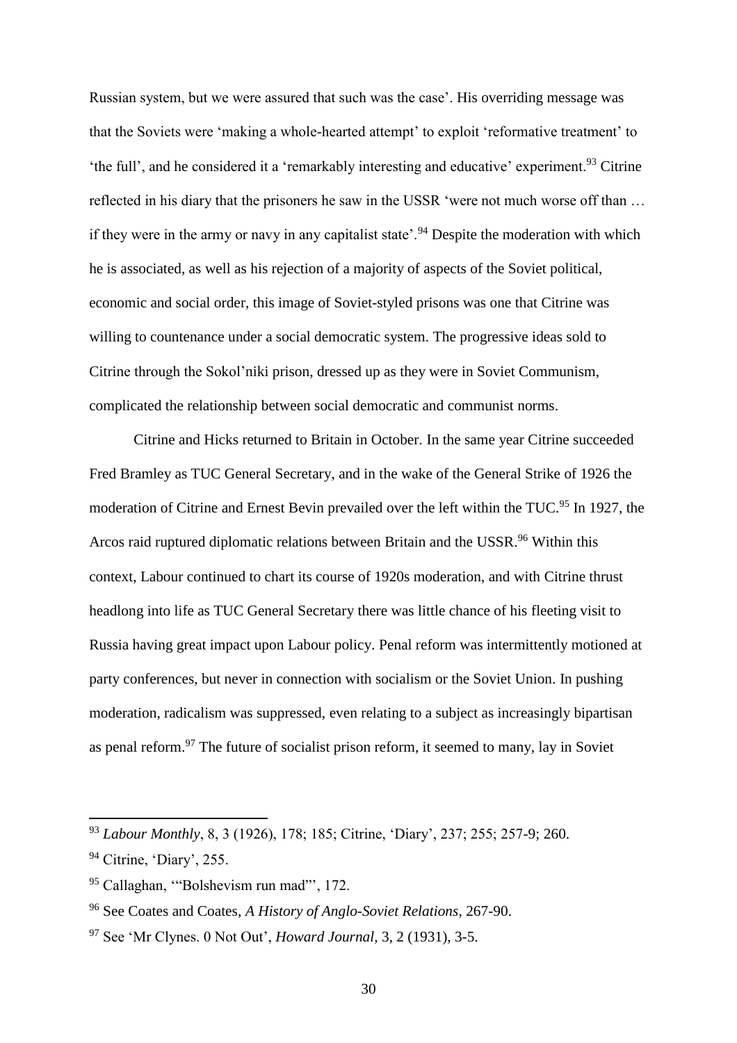Russian system, but we were assured that such was the case'. His overriding message was that the Soviets were 'making a whole-hearted attempt' to exploit 'reformative treatment' to 'the full', and he considered it a 'remarkably interesting and educative' experiment.[93] Citrine reflected in his diary that the prisoners he saw in the USSR 'were not much worse off than … if they were in the army or navy in any capitalist state'.[94] Despite the moderation with which he is associated, as well as his rejection of a majority of aspects of the Soviet political, economic and social order, this image of Soviet-styled prisons was one that Citrine was willing to countenance under a social democratic system. The progressive ideas sold to Citrine through the Sokol'niki prison, dressed up as they were in Soviet Communism, complicated the relationship between social democratic and communist norms.

Citrine and Hicks returned to Britain in October. In the same year Citrine succeeded Fred Bramley as TUC General Secretary, and in the wake of the General Strike of 1926 the moderation of Citrine and Ernest Bevin prevailed over the left within the TUC.[95] In 1927, the Arcos raid ruptured diplomatic relations between Britain and the USSR.[96] Within this context, Labour continued to chart its course of 1920s moderation, and with Citrine thrust headlong into life as TUC General Secretary there was little chance of his fleeting visit to Russia having great impact upon Labour policy. Penal reform was intermittently motioned at party conferences, but never in connection with socialism or the Soviet Union. In pushing moderation, radicalism was suppressed, even relating to a subject as increasingly bipartisan as penal reform.[97] The future of socialist prison reform, it seemed to many, lay in Soviet

---

[93] *Labour Monthly*, 8, 3 (1926), 178; 185; Citrine, 'Diary', 237; 255; 257-9; 260.

[94] Citrine, 'Diary', 255.

[95] Callaghan, '"Bolshevism run mad"', 172.

[96] See Coates and Coates, *A History of Anglo-Soviet Relations*, 267-90.

[97] See 'Mr Clynes. 0 Not Out', *Howard Journal*, 3, 2 (1931), 3-5.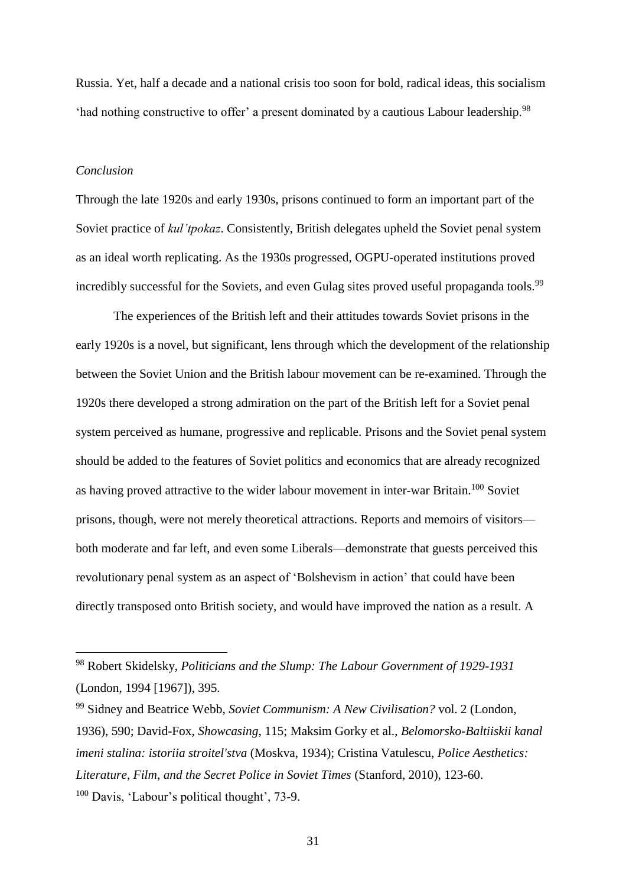Russia. Yet, half a decade and a national crisis too soon for bold, radical ideas, this socialism 'had nothing constructive to offer' a present dominated by a cautious Labour leadership.[98]

### *Conclusion*

Through the late 1920s and early 1930s, prisons continued to form an important part of the Soviet practice of *kul'tpokaz*. Consistently, British delegates upheld the Soviet penal system as an ideal worth replicating. As the 1930s progressed, OGPU-operated institutions proved incredibly successful for the Soviets, and even Gulag sites proved useful propaganda tools.[99]

The experiences of the British left and their attitudes towards Soviet prisons in the early 1920s is a novel, but significant, lens through which the development of the relationship between the Soviet Union and the British labour movement can be re-examined. Through the 1920s there developed a strong admiration on the part of the British left for a Soviet penal system perceived as humane, progressive and replicable. Prisons and the Soviet penal system should be added to the features of Soviet politics and economics that are already recognized as having proved attractive to the wider labour movement in inter-war Britain.[100] Soviet prisons, though, were not merely theoretical attractions. Reports and memoirs of visitors—both moderate and far left, and even some Liberals—demonstrate that guests perceived this revolutionary penal system as an aspect of 'Bolshevism in action' that could have been directly transposed onto British society, and would have improved the nation as a result. A

---

[98] Robert Skidelsky, *Politicians and the Slump: The Labour Government of 1929-1931* (London, 1994 [1967]), 395.

[99] Sidney and Beatrice Webb, *Soviet Communism: A New Civilisation?* vol. 2 (London, 1936), 590; David-Fox, *Showcasing*, 115; Maksim Gorky et al., *Belomorsko-Baltiiskii kanal imeni stalina: istoriia stroitel'stva* (Moskva, 1934); Cristina Vatulescu, *Police Aesthetics: Literature, Film, and the Secret Police in Soviet Times* (Stanford, 2010), 123-60.

[100] Davis, 'Labour's political thought', 73-9.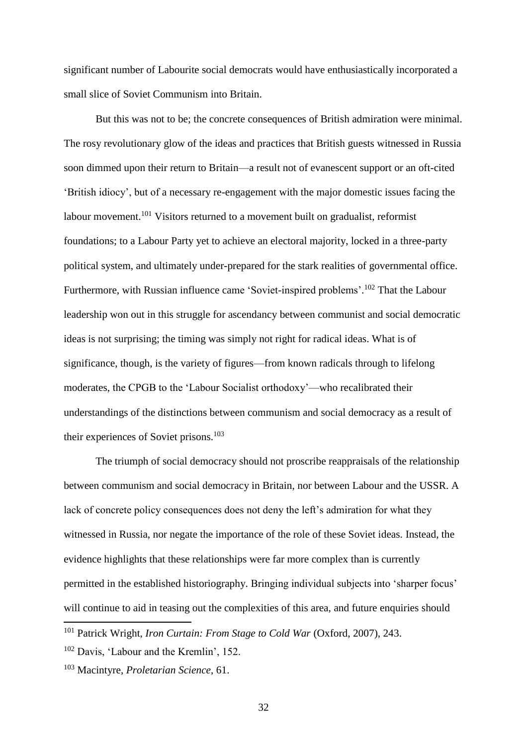significant number of Labourite social democrats would have enthusiastically incorporated a small slice of Soviet Communism into Britain.

But this was not to be; the concrete consequences of British admiration were minimal. The rosy revolutionary glow of the ideas and practices that British guests witnessed in Russia soon dimmed upon their return to Britain—a result not of evanescent support or an oft-cited 'British idiocy', but of a necessary re-engagement with the major domestic issues facing the labour movement.[101] Visitors returned to a movement built on gradualist, reformist foundations; to a Labour Party yet to achieve an electoral majority, locked in a three-party political system, and ultimately under-prepared for the stark realities of governmental office. Furthermore, with Russian influence came 'Soviet-inspired problems'.[102] That the Labour leadership won out in this struggle for ascendancy between communist and social democratic ideas is not surprising; the timing was simply not right for radical ideas. What is of significance, though, is the variety of figures—from known radicals through to lifelong moderates, the CPGB to the 'Labour Socialist orthodoxy'—who recalibrated their understandings of the distinctions between communism and social democracy as a result of their experiences of Soviet prisons.[103]

The triumph of social democracy should not proscribe reappraisals of the relationship between communism and social democracy in Britain, nor between Labour and the USSR. A lack of concrete policy consequences does not deny the left's admiration for what they witnessed in Russia, nor negate the importance of the role of these Soviet ideas. Instead, the evidence highlights that these relationships were far more complex than is currently permitted in the established historiography. Bringing individual subjects into 'sharper focus' will continue to aid in teasing out the complexities of this area, and future enquiries should

[101] Patrick Wright, *Iron Curtain: From Stage to Cold War* (Oxford, 2007), 243.

[102] Davis, 'Labour and the Kremlin', 152.

[103] Macintyre, *Proletarian Science*, 61.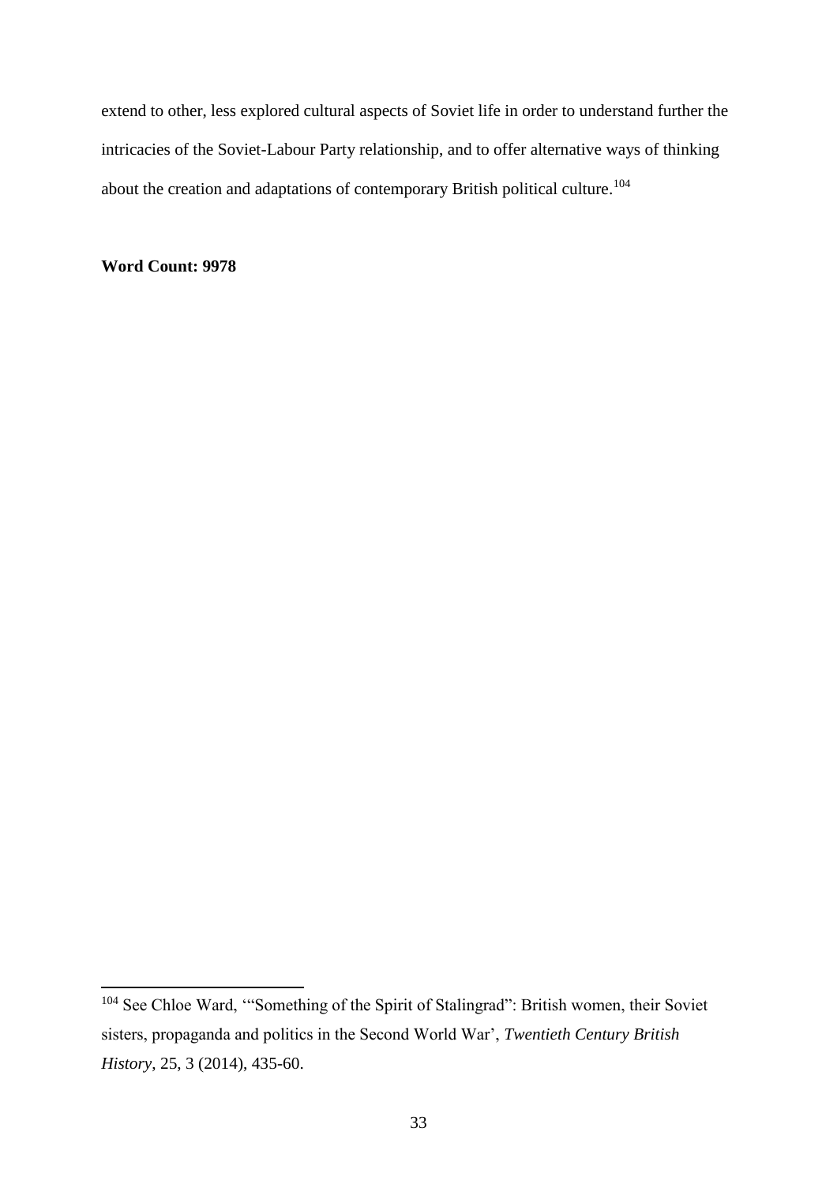extend to other, less explored cultural aspects of Soviet life in order to understand further the intricacies of the Soviet-Labour Party relationship, and to offer alternative ways of thinking about the creation and adaptations of contemporary British political culture.[104]

**Word Count: 9978**

---

[104] See Chloe Ward, '"Something of the Spirit of Stalingrad": British women, their Soviet sisters, propaganda and politics in the Second World War', *Twentieth Century British History*, 25, 3 (2014), 435-60.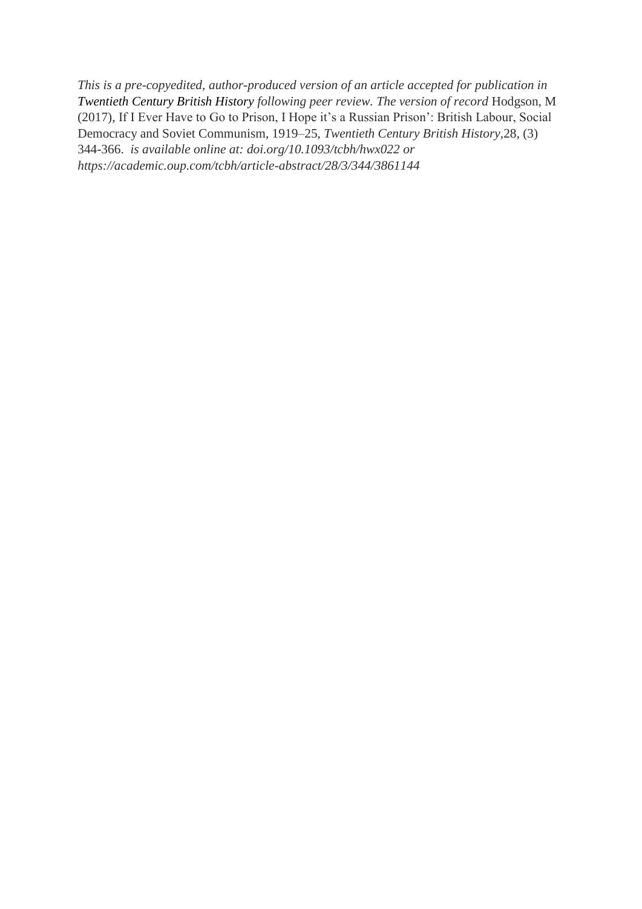*This is a pre-copyedited, author-produced version of an article accepted for publication in* ***Twentieth Century British History*** *following peer review. The version of record* Hodgson, M (2017), If I Ever Have to Go to Prison, I Hope it's a Russian Prison': British Labour, Social Democracy and Soviet Communism, 1919–25, *Twentieth Century British History*,28, (3) 344-366. *is available online at: doi.org/10.1093/tcbh/hwx022 or https://academic.oup.com/tcbh/article-abstract/28/3/344/3861144*